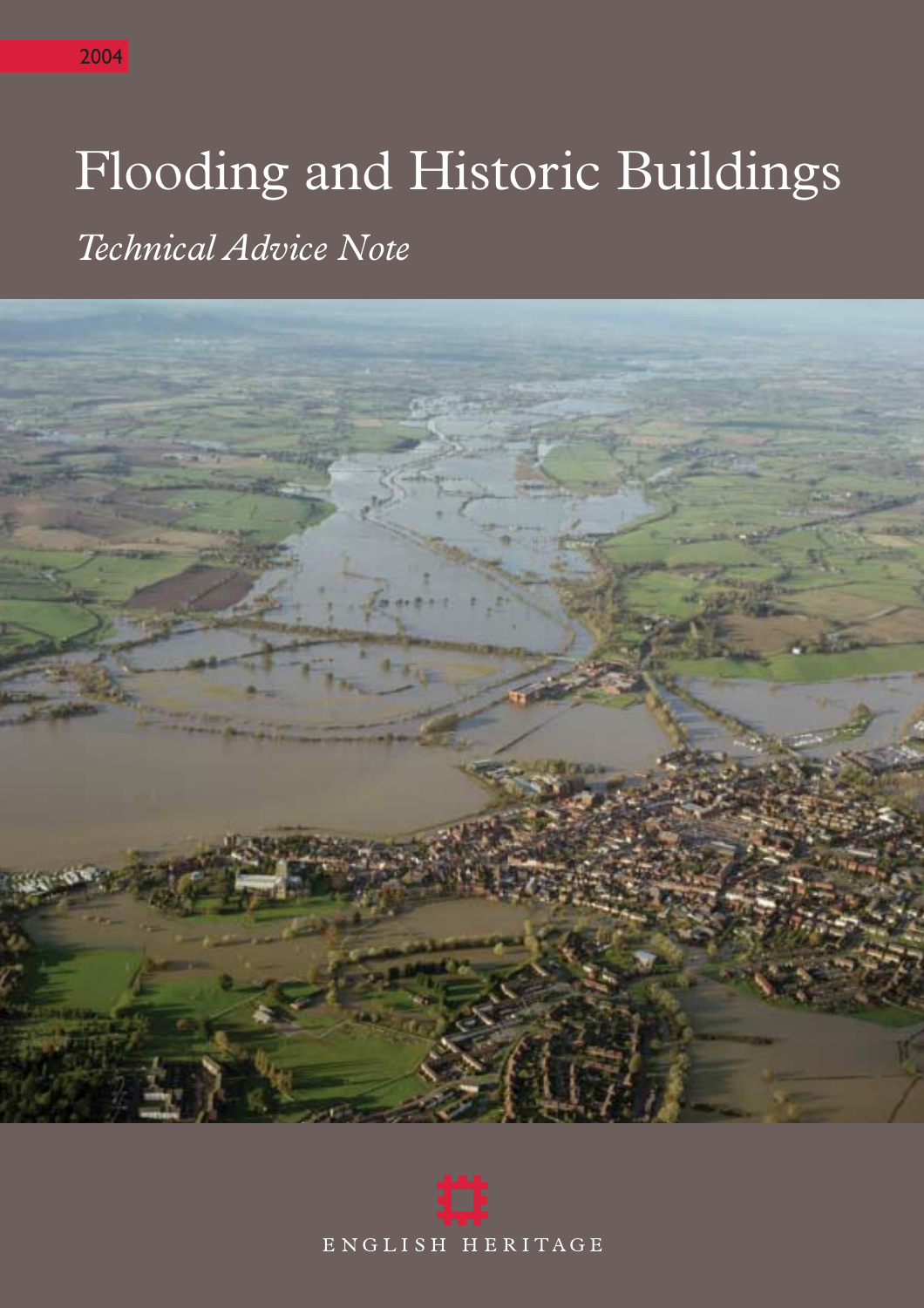2004

# Flooding and Historic Buildings

*Technical Advice Note*

ENGLISH HERITAGE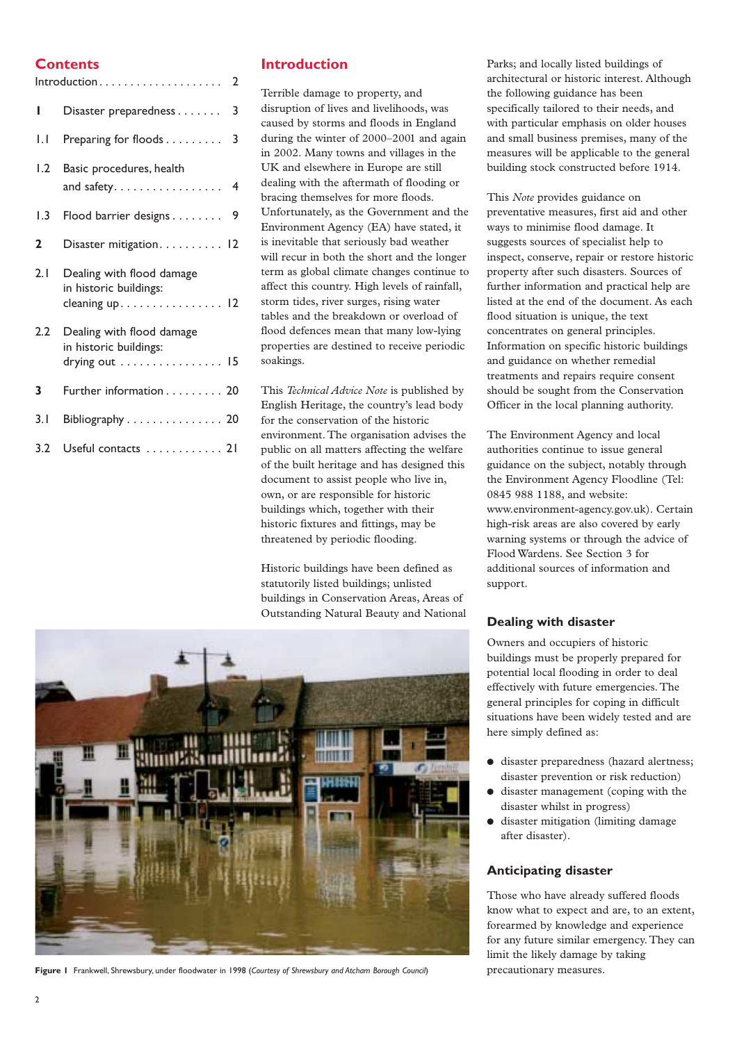## Contents

| | | |
|---|---|---|
| Introduction | | 2 |
| **1** | Disaster preparedness | 3 |
| 1.1 | Preparing for floods | 3 |
| 1.2 | Basic procedures, health and safety | 4 |
| 1.3 | Flood barrier designs | 9 |
| **2** | Disaster mitigation | 12 |
| 2.1 | Dealing with flood damage in historic buildings: cleaning up | 12 |
| 2.2 | Dealing with flood damage in historic buildings: drying out | 15 |
| **3** | Further information | 20 |
| 3.1 | Bibliography | 20 |
| 3.2 | Useful contacts | 21 |

## Introduction

Terrible damage to property, and disruption of lives and livelihoods, was caused by storms and floods in England during the winter of 2000–2001 and again in 2002. Many towns and villages in the UK and elsewhere in Europe are still dealing with the aftermath of flooding or bracing themselves for more floods. Unfortunately, as the Government and the Environment Agency (EA) have stated, it is inevitable that seriously bad weather will recur in both the short and the longer term as global climate changes continue to affect this country. High levels of rainfall, storm tides, river surges, rising water tables and the breakdown or overload of flood defences mean that many low-lying properties are destined to receive periodic soakings.

This *Technical Advice Note* is published by English Heritage, the country's lead body for the conservation of the historic environment. The organisation advises the public on all matters affecting the welfare of the built heritage and has designed this document to assist people who live in, own, or are responsible for historic buildings which, together with their historic fixtures and fittings, may be threatened by periodic flooding.

Historic buildings have been defined as statutorily listed buildings; unlisted buildings in Conservation Areas, Areas of Outstanding Natural Beauty and National Parks; and locally listed buildings of architectural or historic interest. Although the following guidance has been specifically tailored to their needs, and with particular emphasis on older houses and small business premises, many of the measures will be applicable to the general building stock constructed before 1914.

This *Note* provides guidance on preventative measures, first aid and other ways to minimise flood damage. It suggests sources of specialist help to inspect, conserve, repair or restore historic property after such disasters. Sources of further information and practical help are listed at the end of the document. As each flood situation is unique, the text concentrates on general principles. Information on specific historic buildings and guidance on whether remedial treatments and repairs require consent should be sought from the Conservation Officer in the local planning authority.

The Environment Agency and local authorities continue to issue general guidance on the subject, notably through the Environment Agency Floodline (Tel: 0845 988 1188, and website: www.environment-agency.gov.uk). Certain high-risk areas are also covered by early warning systems or through the advice of Flood Wardens. See Section 3 for additional sources of information and support.

**Figure 1** Frankwell, Shrewsbury, under floodwater in 1998 (*Courtesy of Shrewsbury and Atcham Borough Council*)

### Dealing with disaster

Owners and occupiers of historic buildings must be properly prepared for potential local flooding in order to deal effectively with future emergencies. The general principles for coping in difficult situations have been widely tested and are here simply defined as:

- disaster preparedness (hazard alertness; disaster prevention or risk reduction)
- disaster management (coping with the disaster whilst in progress)
- disaster mitigation (limiting damage after disaster).

### Anticipating disaster

Those who have already suffered floods know what to expect and are, to an extent, forearmed by knowledge and experience for any future similar emergency. They can limit the likely damage by taking precautionary measures.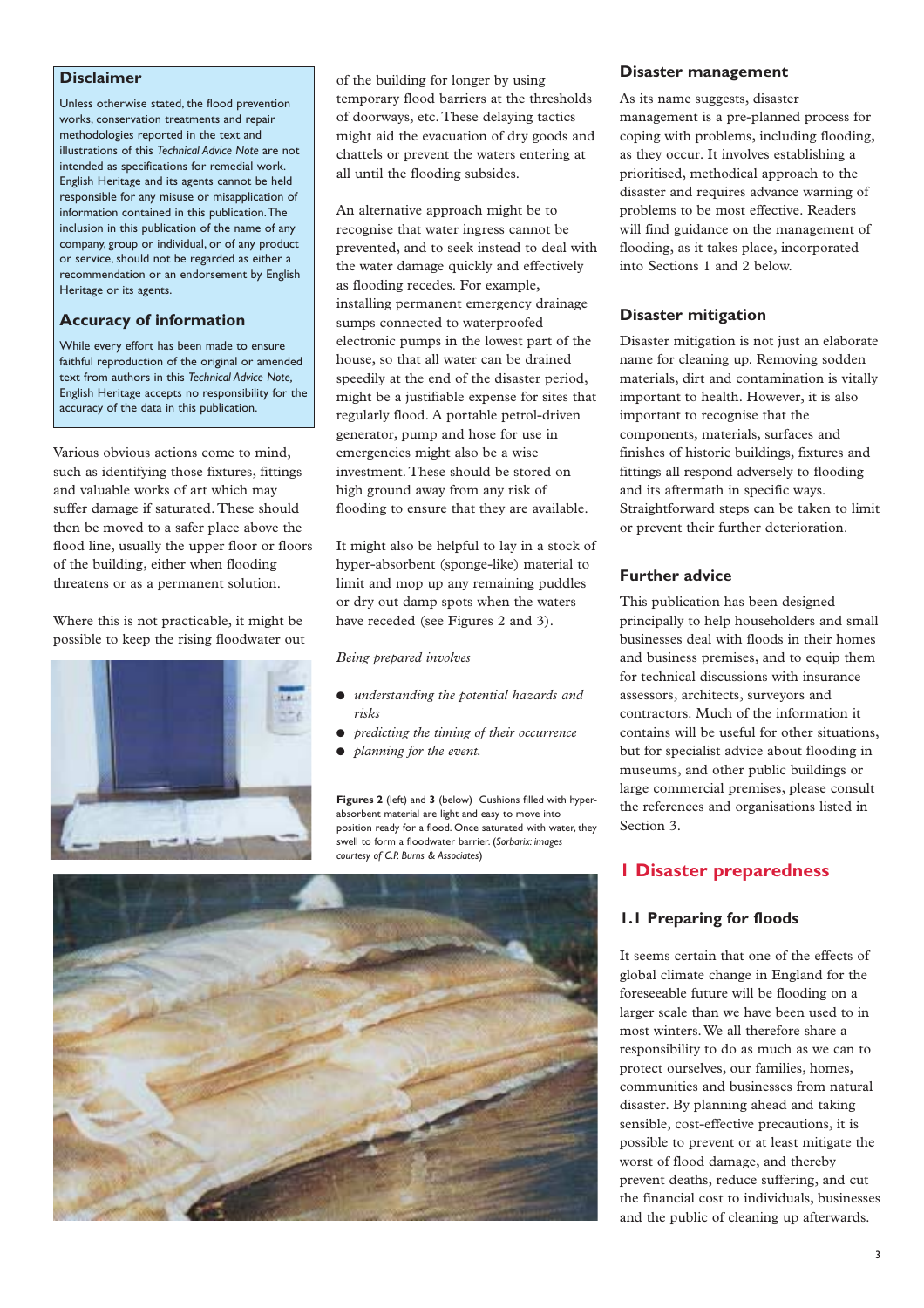## Disclaimer

Unless otherwise stated, the flood prevention works, conservation treatments and repair methodologies reported in the text and illustrations of this *Technical Advice Note* are not intended as specifications for remedial work. English Heritage and its agents cannot be held responsible for any misuse or misapplication of information contained in this publication. The inclusion in this publication of the name of any company, group or individual, or of any product or service, should not be regarded as either a recommendation or an endorsement by English Heritage or its agents.

## Accuracy of information

While every effort has been made to ensure faithful reproduction of the original or amended text from authors in this *Technical Advice Note,* English Heritage accepts no responsibility for the accuracy of the data in this publication.

Various obvious actions come to mind, such as identifying those fixtures, fittings and valuable works of art which may suffer damage if saturated. These should then be moved to a safer place above the flood line, usually the upper floor or floors of the building, either when flooding threatens or as a permanent solution.

Where this is not practicable, it might be possible to keep the rising floodwater out of the building for longer by using temporary flood barriers at the thresholds of doorways, etc. These delaying tactics might aid the evacuation of dry goods and chattels or prevent the waters entering at all until the flooding subsides.

An alternative approach might be to recognise that water ingress cannot be prevented, and to seek instead to deal with the water damage quickly and effectively as flooding recedes. For example, installing permanent emergency drainage sumps connected to waterproofed electronic pumps in the lowest part of the house, so that all water can be drained speedily at the end of the disaster period, might be a justifiable expense for sites that regularly flood. A portable petrol-driven generator, pump and hose for use in emergencies might also be a wise investment. These should be stored on high ground away from any risk of flooding to ensure that they are available.

It might also be helpful to lay in a stock of hyper-absorbent (sponge-like) material to limit and mop up any remaining puddles or dry out damp spots when the waters have receded (see Figures 2 and 3).

*Being prepared involves*

- *understanding the potential hazards and risks*
- *predicting the timing of their occurrence*
- *planning for the event.*

**Figures 2** (left) and **3** (below) Cushions filled with hyper-absorbent material are light and easy to move into position ready for a flood. Once saturated with water, they swell to form a floodwater barrier. (*Sorbarix: images courtesy of C.P. Burns & Associates*)

### Disaster management

As its name suggests, disaster management is a pre-planned process for coping with problems, including flooding, as they occur. It involves establishing a prioritised, methodical approach to the disaster and requires advance warning of problems to be most effective. Readers will find guidance on the management of flooding, as it takes place, incorporated into Sections 1 and 2 below.

### Disaster mitigation

Disaster mitigation is not just an elaborate name for cleaning up. Removing sodden materials, dirt and contamination is vitally important to health. However, it is also important to recognise that the components, materials, surfaces and finishes of historic buildings, fixtures and fittings all respond adversely to flooding and its aftermath in specific ways. Straightforward steps can be taken to limit or prevent their further deterioration.

### Further advice

This publication has been designed principally to help householders and small businesses deal with floods in their homes and business premises, and to equip them for technical discussions with insurance assessors, architects, surveyors and contractors. Much of the information it contains will be useful for other situations, but for specialist advice about flooding in museums, and other public buildings or large commercial premises, please consult the references and organisations listed in Section 3.

# 1 Disaster preparedness

## 1.1 Preparing for floods

It seems certain that one of the effects of global climate change in England for the foreseeable future will be flooding on a larger scale than we have been used to in most winters. We all therefore share a responsibility to do as much as we can to protect ourselves, our families, homes, communities and businesses from natural disaster. By planning ahead and taking sensible, cost-effective precautions, it is possible to prevent or at least mitigate the worst of flood damage, and thereby prevent deaths, reduce suffering, and cut the financial cost to individuals, businesses and the public of cleaning up afterwards.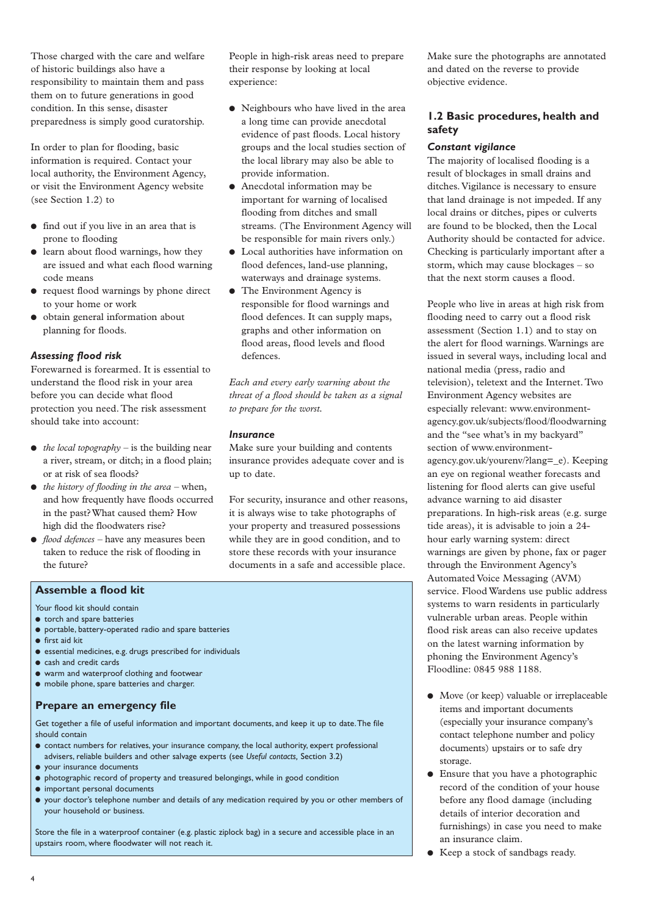Those charged with the care and welfare of historic buildings also have a responsibility to maintain them and pass them on to future generations in good condition. In this sense, disaster preparedness is simply good curatorship.

In order to plan for flooding, basic information is required. Contact your local authority, the Environment Agency, or visit the Environment Agency website (see Section 1.2) to

- find out if you live in an area that is prone to flooding
- learn about flood warnings, how they are issued and what each flood warning code means
- request flood warnings by phone direct to your home or work
- obtain general information about planning for floods.

### *Assessing flood risk*

Forewarned is forearmed. It is essential to understand the flood risk in your area before you can decide what flood protection you need. The risk assessment should take into account:

- *the local topography* – is the building near a river, stream, or ditch; in a flood plain; or at risk of sea floods?
- *the history of flooding in the area* – when, and how frequently have floods occurred in the past? What caused them? How high did the floodwaters rise?
- *flood defences* – have any measures been taken to reduce the risk of flooding in the future?

People in high-risk areas need to prepare their response by looking at local experience:

- Neighbours who have lived in the area a long time can provide anecdotal evidence of past floods. Local history groups and the local studies section of the local library may also be able to provide information.
- Anecdotal information may be important for warning of localised flooding from ditches and small streams. (The Environment Agency will be responsible for main rivers only.)
- Local authorities have information on flood defences, land-use planning, waterways and drainage systems.
- The Environment Agency is responsible for flood warnings and flood defences. It can supply maps, graphs and other information on flood areas, flood levels and flood defences.

*Each and every early warning about the threat of a flood should be taken as a signal to prepare for the worst.*

### *Insurance*

Make sure your building and contents insurance provides adequate cover and is up to date.

For security, insurance and other reasons, it is always wise to take photographs of your property and treasured possessions while they are in good condition, and to store these records with your insurance documents in a safe and accessible place.

Make sure the photographs are annotated and dated on the reverse to provide objective evidence.

## 1.2 Basic procedures, health and safety

### *Constant vigilance*

The majority of localised flooding is a result of blockages in small drains and ditches. Vigilance is necessary to ensure that land drainage is not impeded. If any local drains or ditches, pipes or culverts are found to be blocked, then the Local Authority should be contacted for advice. Checking is particularly important after a storm, which may cause blockages – so that the next storm causes a flood.

People who live in areas at high risk from flooding need to carry out a flood risk assessment (Section 1.1) and to stay on the alert for flood warnings. Warnings are issued in several ways, including local and national media (press, radio and television), teletext and the Internet. Two Environment Agency websites are especially relevant: www.environment-agency.gov.uk/subjects/flood/floodwarning and the "see what's in my backyard" section of www.environment-agency.gov.uk/yourenv/?lang=_e). Keeping an eye on regional weather forecasts and listening for flood alerts can give useful advance warning to aid disaster preparations. In high-risk areas (e.g. surge tide areas), it is advisable to join a 24-hour early warning system: direct warnings are given by phone, fax or pager through the Environment Agency's Automated Voice Messaging (AVM) service. Flood Wardens use public address systems to warn residents in particularly vulnerable urban areas. People within flood risk areas can also receive updates on the latest warning information by phoning the Environment Agency's Floodline: 0845 988 1188.

- Move (or keep) valuable or irreplaceable items and important documents (especially your insurance company's contact telephone number and policy documents) upstairs or to safe dry storage.
- Ensure that you have a photographic record of the condition of your house before any flood damage (including details of interior decoration and furnishings) in case you need to make an insurance claim.
- Keep a stock of sandbags ready.

### Assemble a flood kit

Your flood kit should contain

- torch and spare batteries
- portable, battery-operated radio and spare batteries
- first aid kit
- essential medicines, e.g. drugs prescribed for individuals
- cash and credit cards
- warm and waterproof clothing and footwear
- mobile phone, spare batteries and charger.

### Prepare an emergency file

Get together a file of useful information and important documents, and keep it up to date. The file should contain

- contact numbers for relatives, your insurance company, the local authority, expert professional advisers, reliable builders and other salvage experts (see *Useful contacts,* Section 3.2)
- your insurance documents
- photographic record of property and treasured belongings, while in good condition
- important personal documents
- your doctor's telephone number and details of any medication required by you or other members of your household or business.

Store the file in a waterproof container (e.g. plastic ziplock bag) in a secure and accessible place in an upstairs room, where floodwater will not reach it.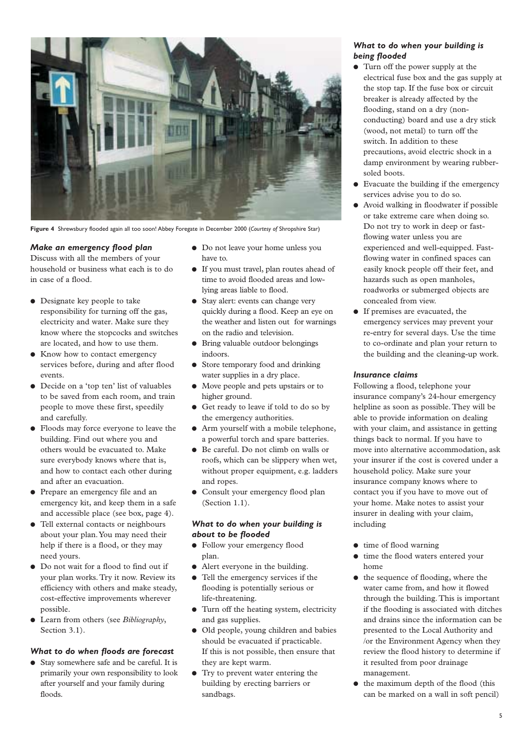Figure 4 Shrewsbury flooded again all too soon! Abbey Foregate in December 2000 (*Courtesy of* Shropshire Star)

### *Make an emergency flood plan*

Discuss with all the members of your household or business what each is to do in case of a flood.

- Designate key people to take responsibility for turning off the gas, electricity and water. Make sure they know where the stopcocks and switches are located, and how to use them.
- Know how to contact emergency services before, during and after flood events.
- Decide on a 'top ten' list of valuables to be saved from each room, and train people to move these first, speedily and carefully.
- Floods may force everyone to leave the building. Find out where you and others would be evacuated to. Make sure everybody knows where that is, and how to contact each other during and after an evacuation.
- Prepare an emergency file and an emergency kit, and keep them in a safe and accessible place (see box, page 4).
- Tell external contacts or neighbours about your plan. You may need their help if there is a flood, or they may need yours.
- Do not wait for a flood to find out if your plan works. Try it now. Review its efficiency with others and make steady, cost-effective improvements wherever possible.
- Learn from others (see *Bibliography*, Section 3.1).

### *What to do when floods are forecast*

- Stay somewhere safe and be careful. It is primarily your own responsibility to look after yourself and your family during floods.
- Do not leave your home unless you have to.
- If you must travel, plan routes ahead of time to avoid flooded areas and low-lying areas liable to flood.
- Stay alert: events can change very quickly during a flood. Keep an eye on the weather and listen out for warnings on the radio and television.
- Bring valuable outdoor belongings indoors.
- Store temporary food and drinking water supplies in a dry place.
- Move people and pets upstairs or to higher ground.
- Get ready to leave if told to do so by the emergency authorities.
- Arm yourself with a mobile telephone, a powerful torch and spare batteries.
- Be careful. Do not climb on walls or roofs, which can be slippery when wet, without proper equipment, e.g. ladders and ropes.
- Consult your emergency flood plan (Section 1.1).

### *What to do when your building is about to be flooded*

- Follow your emergency flood plan.
- Alert everyone in the building.
- Tell the emergency services if the flooding is potentially serious or life-threatening.
- Turn off the heating system, electricity and gas supplies.
- Old people, young children and babies should be evacuated if practicable. If this is not possible, then ensure that they are kept warm.
- Try to prevent water entering the building by erecting barriers or sandbags.

### *What to do when your building is being flooded*

- Turn off the power supply at the electrical fuse box and the gas supply at the stop tap. If the fuse box or circuit breaker is already affected by the flooding, stand on a dry (non-conducting) board and use a dry stick (wood, not metal) to turn off the switch. In addition to these precautions, avoid electric shock in a damp environment by wearing rubber-soled boots.
- Evacuate the building if the emergency services advise you to do so.
- Avoid walking in floodwater if possible or take extreme care when doing so. Do not try to work in deep or fast-flowing water unless you are experienced and well-equipped. Fast-flowing water in confined spaces can easily knock people off their feet, and hazards such as open manholes, roadworks or submerged objects are concealed from view.
- If premises are evacuated, the emergency services may prevent your re-entry for several days. Use the time to co-ordinate and plan your return to the building and the cleaning-up work.

### *Insurance claims*

Following a flood, telephone your insurance company's 24-hour emergency helpline as soon as possible. They will be able to provide information on dealing with your claim, and assistance in getting things back to normal. If you have to move into alternative accommodation, ask your insurer if the cost is covered under a household policy. Make sure your insurance company knows where to contact you if you have to move out of your home. Make notes to assist your insurer in dealing with your claim, including

- time of flood warning
- time the flood waters entered your home
- the sequence of flooding, where the water came from, and how it flowed through the building. This is important if the flooding is associated with ditches and drains since the information can be presented to the Local Authority and /or the Environment Agency when they review the flood history to determine if it resulted from poor drainage management.
- the maximum depth of the flood (this can be marked on a wall in soft pencil)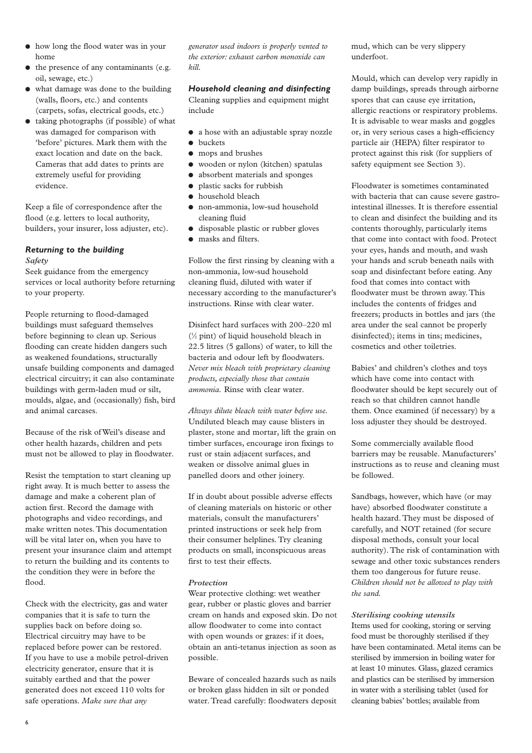- how long the flood water was in your home
- the presence of any contaminants (e.g. oil, sewage, etc.)
- what damage was done to the building (walls, floors, etc.) and contents (carpets, sofas, electrical goods, etc.)
- taking photographs (if possible) of what was damaged for comparison with 'before' pictures. Mark them with the exact location and date on the back. Cameras that add dates to prints are extremely useful for providing evidence.

Keep a file of correspondence after the flood (e.g. letters to local authority, builders, your insurer, loss adjuster, etc).

### *Returning to the building*

#### *Safety*

Seek guidance from the emergency services or local authority before returning to your property.

People returning to flood-damaged buildings must safeguard themselves before beginning to clean up. Serious flooding can create hidden dangers such as weakened foundations, structurally unsafe building components and damaged electrical circuitry; it can also contaminate buildings with germ-laden mud or silt, moulds, algae, and (occasionally) fish, bird and animal carcases.

Because of the risk of Weil's disease and other health hazards, children and pets must not be allowed to play in floodwater.

Resist the temptation to start cleaning up right away. It is much better to assess the damage and make a coherent plan of action first. Record the damage with photographs and video recordings, and make written notes. This documentation will be vital later on, when you have to present your insurance claim and attempt to return the building and its contents to the condition they were in before the flood.

Check with the electricity, gas and water companies that it is safe to turn the supplies back on before doing so. Electrical circuitry may have to be replaced before power can be restored. If you have to use a mobile petrol-driven electricity generator, ensure that it is suitably earthed and that the power generated does not exceed 110 volts for safe operations. *Make sure that any generator used indoors is properly vented to the exterior: exhaust carbon monoxide can kill.*

### *Household cleaning and disinfecting*

Cleaning supplies and equipment might include

- a hose with an adjustable spray nozzle
- buckets
- mops and brushes
- wooden or nylon (kitchen) spatulas
- absorbent materials and sponges
- plastic sacks for rubbish
- household bleach
- non-ammonia, low-sud household cleaning fluid
- disposable plastic or rubber gloves
- masks and filters.

Follow the first rinsing by cleaning with a non-ammonia, low-sud household cleaning fluid, diluted with water if necessary according to the manufacturer's instructions. Rinse with clear water.

Disinfect hard surfaces with 200–220 ml (½ pint) of liquid household bleach in 22.5 litres (5 gallons) of water, to kill the bacteria and odour left by floodwaters. *Never mix bleach with proprietary cleaning products, especially those that contain ammonia.* Rinse with clear water.

*Always dilute bleach with water before use.* Undiluted bleach may cause blisters in plaster, stone and mortar, lift the grain on timber surfaces, encourage iron fixings to rust or stain adjacent surfaces, and weaken or dissolve animal glues in panelled doors and other joinery.

If in doubt about possible adverse effects of cleaning materials on historic or other materials, consult the manufacturers' printed instructions or seek help from their consumer helplines. Try cleaning products on small, inconspicuous areas first to test their effects.

#### *Protection*

Wear protective clothing: wet weather gear, rubber or plastic gloves and barrier cream on hands and exposed skin. Do not allow floodwater to come into contact with open wounds or grazes: if it does, obtain an anti-tetanus injection as soon as possible.

Beware of concealed hazards such as nails or broken glass hidden in silt or ponded water. Tread carefully: floodwaters deposit mud, which can be very slippery underfoot.

Mould, which can develop very rapidly in damp buildings, spreads through airborne spores that can cause eye irritation, allergic reactions or respiratory problems. It is advisable to wear masks and goggles or, in very serious cases a high-efficiency particle air (HEPA) filter respirator to protect against this risk (for suppliers of safety equipment see Section 3).

Floodwater is sometimes contaminated with bacteria that can cause severe gastro-intestinal illnesses. It is therefore essential to clean and disinfect the building and its contents thoroughly, particularly items that come into contact with food. Protect your eyes, hands and mouth, and wash your hands and scrub beneath nails with soap and disinfectant before eating. Any food that comes into contact with floodwater must be thrown away. This includes the contents of fridges and freezers; products in bottles and jars (the area under the seal cannot be properly disinfected); items in tins; medicines, cosmetics and other toiletries.

Babies' and children's clothes and toys which have come into contact with floodwater should be kept securely out of reach so that children cannot handle them. Once examined (if necessary) by a loss adjuster they should be destroyed.

Some commercially available flood barriers may be reusable. Manufacturers' instructions as to reuse and cleaning must be followed.

Sandbags, however, which have (or may have) absorbed floodwater constitute a health hazard. They must be disposed of carefully, and NOT retained (for secure disposal methods, consult your local authority). The risk of contamination with sewage and other toxic substances renders them too dangerous for future reuse. *Children should not be allowed to play with the sand.*

#### *Sterilising cooking utensils*

Items used for cooking, storing or serving food must be thoroughly sterilised if they have been contaminated. Metal items can be sterilised by immersion in boiling water for at least 10 minutes. Glass, glazed ceramics and plastics can be sterilised by immersion in water with a sterilising tablet (used for cleaning babies' bottles; available from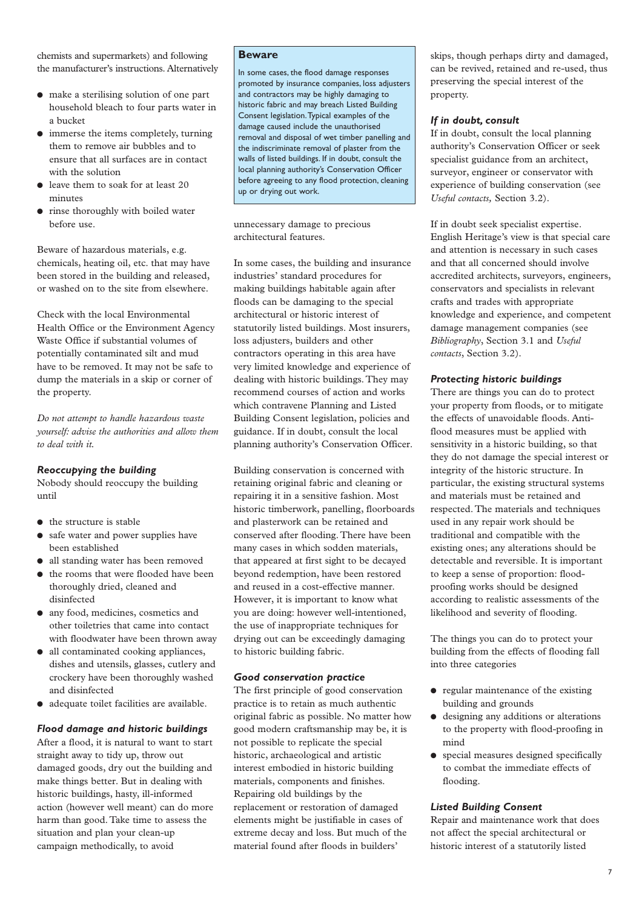chemists and supermarkets) and following the manufacturer's instructions. Alternatively

- make a sterilising solution of one part household bleach to four parts water in a bucket
- immerse the items completely, turning them to remove air bubbles and to ensure that all surfaces are in contact with the solution
- leave them to soak for at least 20 minutes
- rinse thoroughly with boiled water before use.

Beware of hazardous materials, e.g. chemicals, heating oil, etc. that may have been stored in the building and released, or washed on to the site from elsewhere.

Check with the local Environmental Health Office or the Environment Agency Waste Office if substantial volumes of potentially contaminated silt and mud have to be removed. It may not be safe to dump the materials in a skip or corner of the property.

*Do not attempt to handle hazardous waste yourself: advise the authorities and allow them to deal with it.*

### *Reoccupying the building*

Nobody should reoccupy the building until

- the structure is stable
- safe water and power supplies have been established
- all standing water has been removed
- the rooms that were flooded have been thoroughly dried, cleaned and disinfected
- any food, medicines, cosmetics and other toiletries that came into contact with floodwater have been thrown away
- all contaminated cooking appliances, dishes and utensils, glasses, cutlery and crockery have been thoroughly washed and disinfected
- adequate toilet facilities are available.

### *Flood damage and historic buildings*

After a flood, it is natural to want to start straight away to tidy up, throw out damaged goods, dry out the building and make things better. But in dealing with historic buildings, hasty, ill-informed action (however well meant) can do more harm than good. Take time to assess the situation and plan your clean-up campaign methodically, to avoid unnecessary damage to precious architectural features.

> **Beware**
>
> In some cases, the flood damage responses promoted by insurance companies, loss adjusters and contractors may be highly damaging to historic fabric and may breach Listed Building Consent legislation. Typical examples of the damage caused include the unauthorised removal and disposal of wet timber panelling and the indiscriminate removal of plaster from the walls of listed buildings. If in doubt, consult the local planning authority's Conservation Officer before agreeing to any flood protection, cleaning up or drying out work.

In some cases, the building and insurance industries' standard procedures for making buildings habitable again after floods can be damaging to the special architectural or historic interest of statutorily listed buildings. Most insurers, loss adjusters, builders and other contractors operating in this area have very limited knowledge and experience of dealing with historic buildings. They may recommend courses of action and works which contravene Planning and Listed Building Consent legislation, policies and guidance. If in doubt, consult the local planning authority's Conservation Officer.

Building conservation is concerned with retaining original fabric and cleaning or repairing it in a sensitive fashion. Most historic timberwork, panelling, floorboards and plasterwork can be retained and conserved after flooding. There have been many cases in which sodden materials, that appeared at first sight to be decayed beyond redemption, have been restored and reused in a cost-effective manner. However, it is important to know what you are doing: however well-intentioned, the use of inappropriate techniques for drying out can be exceedingly damaging to historic building fabric.

### *Good conservation practice*

The first principle of good conservation practice is to retain as much authentic original fabric as possible. No matter how good modern craftsmanship may be, it is not possible to replicate the special historic, archaeological and artistic interest embodied in historic building materials, components and finishes. Repairing old buildings by the replacement or restoration of damaged elements might be justifiable in cases of extreme decay and loss. But much of the material found after floods in builders' skips, though perhaps dirty and damaged, can be revived, retained and re-used, thus preserving the special interest of the property.

### *If in doubt, consult*

If in doubt, consult the local planning authority's Conservation Officer or seek specialist guidance from an architect, surveyor, engineer or conservator with experience of building conservation (see *Useful contacts,* Section 3.2).

If in doubt seek specialist expertise. English Heritage's view is that special care and attention is necessary in such cases and that all concerned should involve accredited architects, surveyors, engineers, conservators and specialists in relevant crafts and trades with appropriate knowledge and experience, and competent damage management companies (see *Bibliography*, Section 3.1 and *Useful contacts*, Section 3.2).

### *Protecting historic buildings*

There are things you can do to protect your property from floods, or to mitigate the effects of unavoidable floods. Anti-flood measures must be applied with sensitivity in a historic building, so that they do not damage the special interest or integrity of the historic structure. In particular, the existing structural systems and materials must be retained and respected. The materials and techniques used in any repair work should be traditional and compatible with the existing ones; any alterations should be detectable and reversible. It is important to keep a sense of proportion: flood-proofing works should be designed according to realistic assessments of the likelihood and severity of flooding.

The things you can do to protect your building from the effects of flooding fall into three categories

- regular maintenance of the existing building and grounds
- designing any additions or alterations to the property with flood-proofing in mind
- special measures designed specifically to combat the immediate effects of flooding.

### *Listed Building Consent*

Repair and maintenance work that does not affect the special architectural or historic interest of a statutorily listed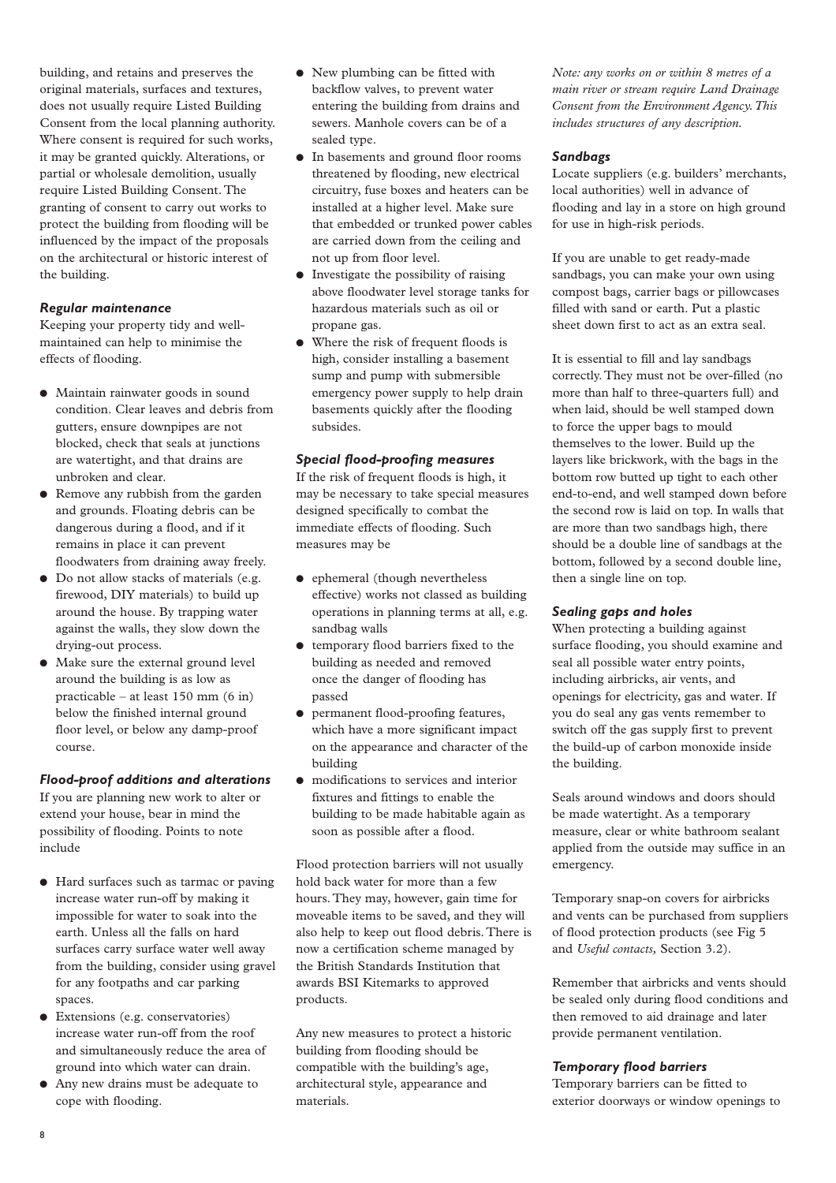building, and retains and preserves the original materials, surfaces and textures, does not usually require Listed Building Consent from the local planning authority. Where consent is required for such works, it may be granted quickly. Alterations, or partial or wholesale demolition, usually require Listed Building Consent. The granting of consent to carry out works to protect the building from flooding will be influenced by the impact of the proposals on the architectural or historic interest of the building.

### *Regular maintenance*

Keeping your property tidy and well-maintained can help to minimise the effects of flooding.

- Maintain rainwater goods in sound condition. Clear leaves and debris from gutters, ensure downpipes are not blocked, check that seals at junctions are watertight, and that drains are unbroken and clear.
- Remove any rubbish from the garden and grounds. Floating debris can be dangerous during a flood, and if it remains in place it can prevent floodwaters from draining away freely.
- Do not allow stacks of materials (e.g. firewood, DIY materials) to build up around the house. By trapping water against the walls, they slow down the drying-out process.
- Make sure the external ground level around the building is as low as practicable – at least 150 mm (6 in) below the finished internal ground floor level, or below any damp-proof course.

### *Flood-proof additions and alterations*

If you are planning new work to alter or extend your house, bear in mind the possibility of flooding. Points to note include

- Hard surfaces such as tarmac or paving increase water run-off by making it impossible for water to soak into the earth. Unless all the falls on hard surfaces carry surface water well away from the building, consider using gravel for any footpaths and car parking spaces.
- Extensions (e.g. conservatories) increase water run-off from the roof and simultaneously reduce the area of ground into which water can drain.
- Any new drains must be adequate to cope with flooding.
- New plumbing can be fitted with backflow valves, to prevent water entering the building from drains and sewers. Manhole covers can be of a sealed type.
- In basements and ground floor rooms threatened by flooding, new electrical circuitry, fuse boxes and heaters can be installed at a higher level. Make sure that embedded or trunked power cables are carried down from the ceiling and not up from floor level.
- Investigate the possibility of raising above floodwater level storage tanks for hazardous materials such as oil or propane gas.
- Where the risk of frequent floods is high, consider installing a basement sump and pump with submersible emergency power supply to help drain basements quickly after the flooding subsides.

### *Special flood-proofing measures*

If the risk of frequent floods is high, it may be necessary to take special measures designed specifically to combat the immediate effects of flooding. Such measures may be

- ephemeral (though nevertheless effective) works not classed as building operations in planning terms at all, e.g. sandbag walls
- temporary flood barriers fixed to the building as needed and removed once the danger of flooding has passed
- permanent flood-proofing features, which have a more significant impact on the appearance and character of the building
- modifications to services and interior fixtures and fittings to enable the building to be made habitable again as soon as possible after a flood.

Flood protection barriers will not usually hold back water for more than a few hours. They may, however, gain time for moveable items to be saved, and they will also help to keep out flood debris. There is now a certification scheme managed by the British Standards Institution that awards BSI Kitemarks to approved products.

Any new measures to protect a historic building from flooding should be compatible with the building's age, architectural style, appearance and materials.

*Note: any works on or within 8 metres of a main river or stream require Land Drainage Consent from the Environment Agency. This includes structures of any description.*

### *Sandbags*

Locate suppliers (e.g. builders' merchants, local authorities) well in advance of flooding and lay in a store on high ground for use in high-risk periods.

If you are unable to get ready-made sandbags, you can make your own using compost bags, carrier bags or pillowcases filled with sand or earth. Put a plastic sheet down first to act as an extra seal.

It is essential to fill and lay sandbags correctly. They must not be over-filled (no more than half to three-quarters full) and when laid, should be well stamped down to force the upper bags to mould themselves to the lower. Build up the layers like brickwork, with the bags in the bottom row butted up tight to each other end-to-end, and well stamped down before the second row is laid on top. In walls that are more than two sandbags high, there should be a double line of sandbags at the bottom, followed by a second double line, then a single line on top.

### *Sealing gaps and holes*

When protecting a building against surface flooding, you should examine and seal all possible water entry points, including airbricks, air vents, and openings for electricity, gas and water. If you do seal any gas vents remember to switch off the gas supply first to prevent the build-up of carbon monoxide inside the building.

Seals around windows and doors should be made watertight. As a temporary measure, clear or white bathroom sealant applied from the outside may suffice in an emergency.

Temporary snap-on covers for airbricks and vents can be purchased from suppliers of flood protection products (see Fig 5 and *Useful contacts,* Section 3.2).

Remember that airbricks and vents should be sealed only during flood conditions and then removed to aid drainage and later provide permanent ventilation.

### *Temporary flood barriers*

Temporary barriers can be fitted to exterior doorways or window openings to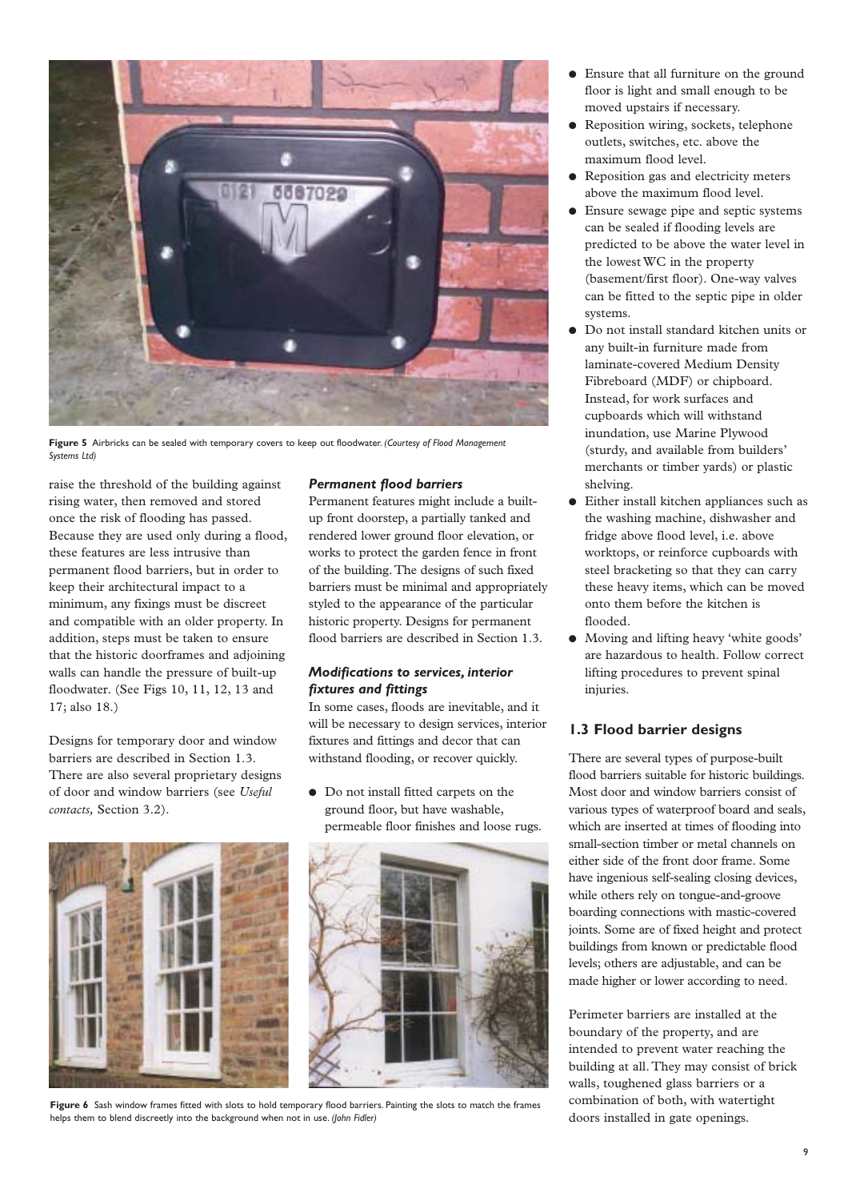Figure 5 Airbricks can be sealed with temporary covers to keep out floodwater. *(Courtesy of Flood Management Systems Ltd)*

raise the threshold of the building against rising water, then removed and stored once the risk of flooding has passed. Because they are used only during a flood, these features are less intrusive than permanent flood barriers, but in order to keep their architectural impact to a minimum, any fixings must be discreet and compatible with an older property. In addition, steps must be taken to ensure that the historic doorframes and adjoining walls can handle the pressure of built-up floodwater. (See Figs 10, 11, 12, 13 and 17; also 18.)

Designs for temporary door and window barriers are described in Section 1.3. There are also several proprietary designs of door and window barriers (see *Useful contacts,* Section 3.2).

### *Permanent flood barriers*

Permanent features might include a built-up front doorstep, a partially tanked and rendered lower ground floor elevation, or works to protect the garden fence in front of the building. The designs of such fixed barriers must be minimal and appropriately styled to the appearance of the particular historic property. Designs for permanent flood barriers are described in Section 1.3.

### *Modifications to services, interior fixtures and fittings*

In some cases, floods are inevitable, and it will be necessary to design services, interior fixtures and fittings and decor that can withstand flooding, or recover quickly.

- Do not install fitted carpets on the ground floor, but have washable, permeable floor finishes and loose rugs.
- Ensure that all furniture on the ground floor is light and small enough to be moved upstairs if necessary.
- Reposition wiring, sockets, telephone outlets, switches, etc. above the maximum flood level.
- Reposition gas and electricity meters above the maximum flood level.
- Ensure sewage pipe and septic systems can be sealed if flooding levels are predicted to be above the water level in the lowest WC in the property (basement/first floor). One-way valves can be fitted to the septic pipe in older systems.
- Do not install standard kitchen units or any built-in furniture made from laminate-covered Medium Density Fibreboard (MDF) or chipboard. Instead, for work surfaces and cupboards which will withstand inundation, use Marine Plywood (sturdy, and available from builders' merchants or timber yards) or plastic shelving.
- Either install kitchen appliances such as the washing machine, dishwasher and fridge above flood level, i.e. above worktops, or reinforce cupboards with steel bracketing so that they can carry these heavy items, which can be moved onto them before the kitchen is flooded.
- Moving and lifting heavy 'white goods' are hazardous to health. Follow correct lifting procedures to prevent spinal injuries.

Figure 6 Sash window frames fitted with slots to hold temporary flood barriers. Painting the slots to match the frames helps them to blend discreetly into the background when not in use. *(John Fidler)*

## 1.3 Flood barrier designs

There are several types of purpose-built flood barriers suitable for historic buildings. Most door and window barriers consist of various types of waterproof board and seals, which are inserted at times of flooding into small-section timber or metal channels on either side of the front door frame. Some have ingenious self-sealing closing devices, while others rely on tongue-and-groove boarding connections with mastic-covered joints. Some are of fixed height and protect buildings from known or predictable flood levels; others are adjustable, and can be made higher or lower according to need.

Perimeter barriers are installed at the boundary of the property, and are intended to prevent water reaching the building at all. They may consist of brick walls, toughened glass barriers or a combination of both, with watertight doors installed in gate openings.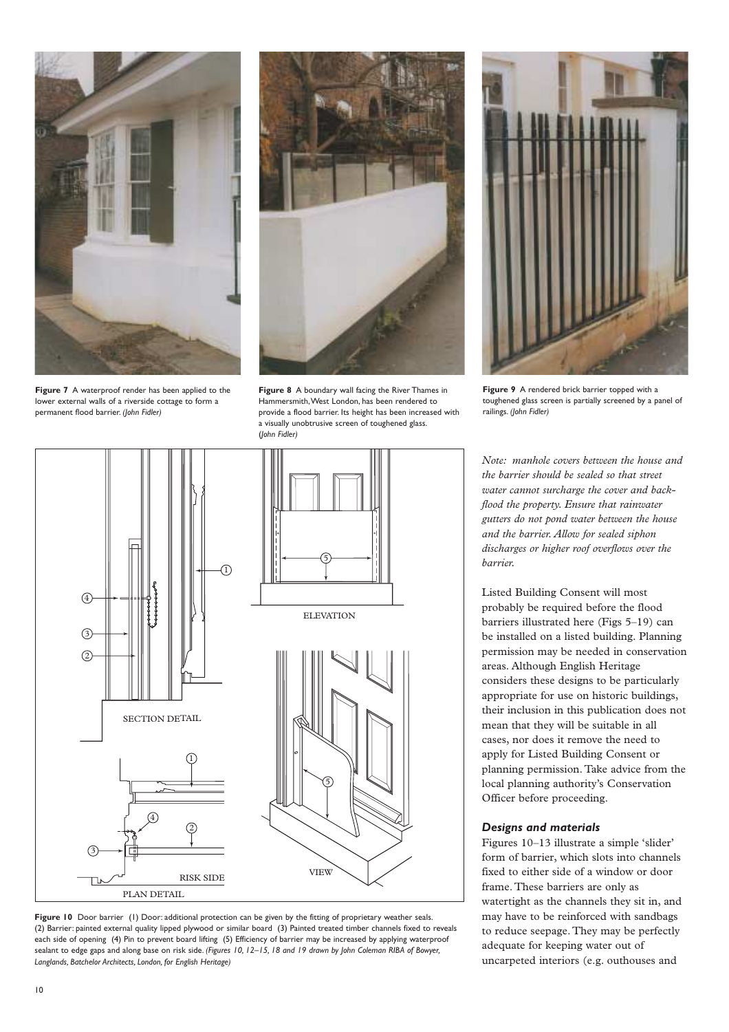**Figure 7** A waterproof render has been applied to the lower external walls of a riverside cottage to form a permanent flood barrier. *(John Fidler)*

**Figure 8** A boundary wall facing the River Thames in Hammersmith, West London, has been rendered to provide a flood barrier. Its height has been increased with a visually unobtrusive screen of toughened glass. *(John Fidler)*

**Figure 9** A rendered brick barrier topped with a toughened glass screen is partially screened by a panel of railings. *(John Fidler)*

**Figure 10** Door barrier (1) Door: additional protection can be given by the fitting of proprietary weather seals. (2) Barrier: painted external quality lipped plywood or similar board (3) Painted treated timber channels fixed to reveals each side of opening (4) Pin to prevent board lifting (5) Efficiency of barrier may be increased by applying waterproof sealant to edge gaps and along base on risk side. *(Figures 10, 12–15, 18 and 19 drawn by John Coleman RIBA of Bowyer, Langlands, Batchelor Architects, London, for English Heritage)*

*Note: manhole covers between the house and the barrier should be sealed so that street water cannot surcharge the cover and back-flood the property. Ensure that rainwater gutters do not pond water between the house and the barrier. Allow for sealed siphon discharges or higher roof overflows over the barrier.*

Listed Building Consent will most probably be required before the flood barriers illustrated here (Figs 5–19) can be installed on a listed building. Planning permission may be needed in conservation areas. Although English Heritage considers these designs to be particularly appropriate for use on historic buildings, their inclusion in this publication does not mean that they will be suitable in all cases, nor does it remove the need to apply for Listed Building Consent or planning permission. Take advice from the local planning authority's Conservation Officer before proceeding.

### *Designs and materials*

Figures 10–13 illustrate a simple 'slider' form of barrier, which slots into channels fixed to either side of a window or door frame. These barriers are only as watertight as the channels they sit in, and may have to be reinforced with sandbags to reduce seepage. They may be perfectly adequate for keeping water out of uncarpeted interiors (e.g. outhouses and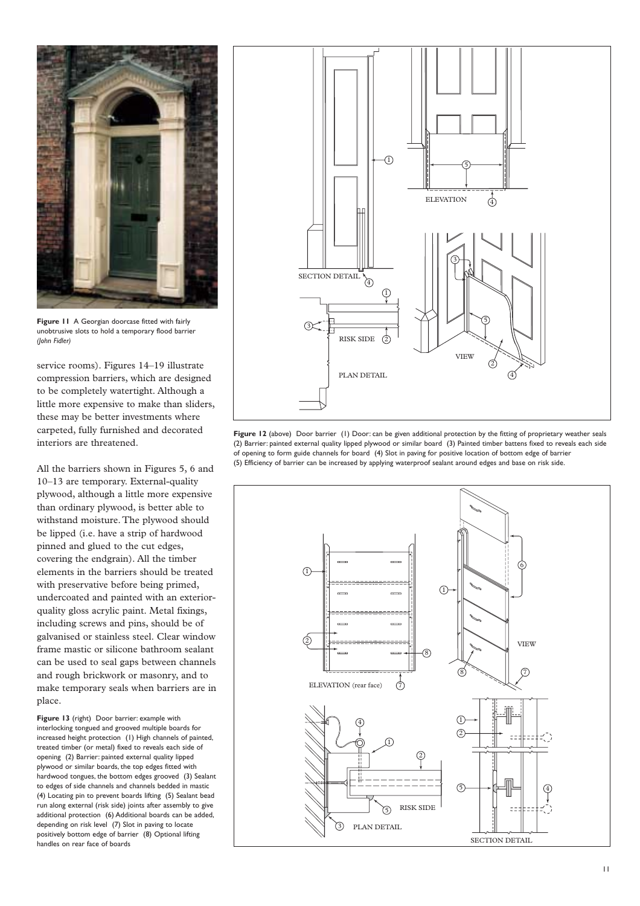**Figure 11** A Georgian doorcase fitted with fairly unobtrusive slots to hold a temporary flood barrier *(John Fidler)*

service rooms). Figures 14–19 illustrate compression barriers, which are designed to be completely watertight. Although a little more expensive to make than sliders, these may be better investments where carpeted, fully furnished and decorated interiors are threatened.

All the barriers shown in Figures 5, 6 and 10–13 are temporary. External-quality plywood, although a little more expensive than ordinary plywood, is better able to withstand moisture. The plywood should be lipped (i.e. have a strip of hardwood pinned and glued to the cut edges, covering the endgrain). All the timber elements in the barriers should be treated with preservative before being primed, undercoated and painted with an exterior-quality gloss acrylic paint. Metal fixings, including screws and pins, should be of galvanised or stainless steel. Clear window frame mastic or silicone bathroom sealant can be used to seal gaps between channels and rough brickwork or masonry, and to make temporary seals when barriers are in place.

**Figure 12** (above) Door barrier (1) Door: can be given additional protection by the fitting of proprietary weather seals (2) Barrier: painted external quality lipped plywood or similar board (3) Painted timber battens fixed to reveals each side of opening to form guide channels for board (4) Slot in paving for positive location of bottom edge of barrier (5) Efficiency of barrier can be increased by applying waterproof sealant around edges and base on risk side.

**Figure 13** (right) Door barrier: example with interlocking tongued and grooved multiple boards for increased height protection (1) High channels of painted, treated timber (or metal) fixed to reveals each side of opening (2) Barrier: painted external quality lipped plywood or similar boards, the top edges fitted with hardwood tongues, the bottom edges grooved (3) Sealant to edges of side channels and channels bedded in mastic (4) Locating pin to prevent boards lifting (5) Sealant bead run along external (risk side) joints after assembly to give additional protection (6) Additional boards can be added, depending on risk level (7) Slot in paving to locate positively bottom edge of barrier (8) Optional lifting handles on rear face of boards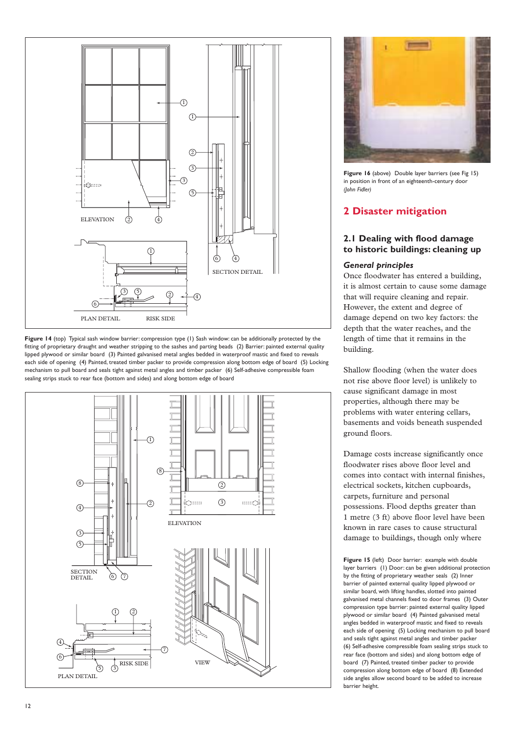**Figure 14** (top) Typical sash window barrier: compression type (1) Sash window: can be additionally protected by the fitting of proprietary draught and weather stripping to the sashes and parting beads (2) Barrier: painted external quality lipped plywood or similar board (3) Painted galvanised metal angles bedded in waterproof mastic and fixed to reveals each side of opening (4) Painted, treated timber packer to provide compression along bottom edge of board (5) Locking mechanism to pull board and seals tight against metal angles and timber packer (6) Self-adhesive compressible foam sealing strips stuck to rear face (bottom and sides) and along bottom edge of board

**Figure 15** (left) Door barrier: example with double layer barriers (1) Door: can be given additional protection by the fitting of proprietary weather seals (2) Inner barrier of painted external quality lipped plywood or similar board, with lifting handles, slotted into painted galvanised metal channels fixed to door frames (3) Outer compression type barrier: painted external quality lipped plywood or similar board (4) Painted galvanised metal angles bedded in waterproof mastic and fixed to reveals each side of opening (5) Locking mechanism to pull board and seals tight against metal angles and timber packer (6) Self-adhesive compressible foam sealing strips stuck to rear face (bottom and sides) and along bottom edge of board (7) Painted, treated timber packer to provide compression along bottom edge of board (8) Extended side angles allow second board to be added to increase barrier height.

**Figure 16** (above) Double layer barriers (see Fig 15) in position in front of an eighteenth-century door *(John Fidler)*

## 2 Disaster mitigation

### 2.1 Dealing with flood damage to historic buildings: cleaning up

#### *General principles*

Once floodwater has entered a building, it is almost certain to cause some damage that will require cleaning and repair. However, the extent and degree of damage depend on two key factors: the depth that the water reaches, and the length of time that it remains in the building.

Shallow flooding (when the water does not rise above floor level) is unlikely to cause significant damage in most properties, although there may be problems with water entering cellars, basements and voids beneath suspended ground floors.

Damage costs increase significantly once floodwater rises above floor level and comes into contact with internal finishes, electrical sockets, kitchen cupboards, carpets, furniture and personal possessions. Flood depths greater than 1 metre (3 ft) above floor level have been known in rare cases to cause structural damage to buildings, though only where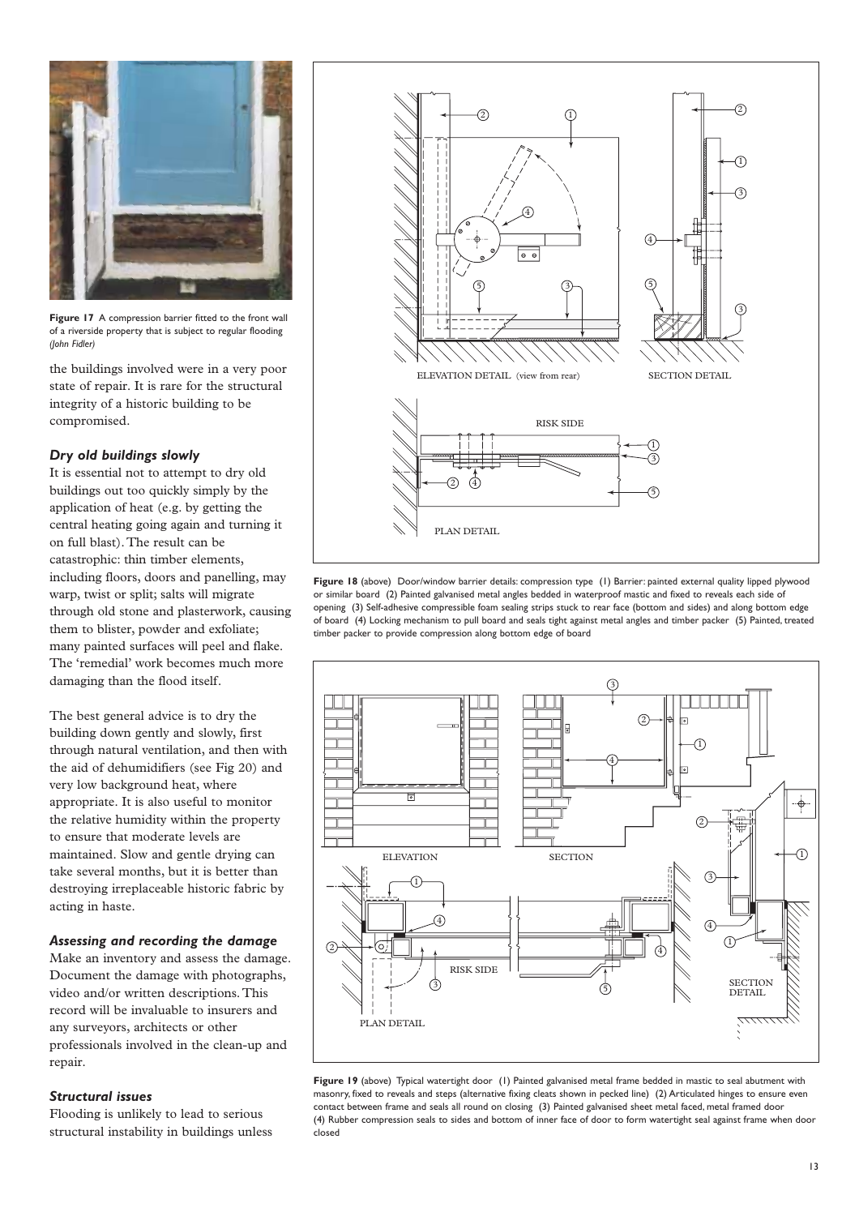**Figure 17** A compression barrier fitted to the front wall of a riverside property that is subject to regular flooding *(John Fidler)*

the buildings involved were in a very poor state of repair. It is rare for the structural integrity of a historic building to be compromised.

### *Dry old buildings slowly*

It is essential not to attempt to dry old buildings out too quickly simply by the application of heat (e.g. by getting the central heating going again and turning it on full blast). The result can be catastrophic: thin timber elements, including floors, doors and panelling, may warp, twist or split; salts will migrate through old stone and plasterwork, causing them to blister, powder and exfoliate; many painted surfaces will peel and flake. The 'remedial' work becomes much more damaging than the flood itself.

The best general advice is to dry the building down gently and slowly, first through natural ventilation, and then with the aid of dehumidifiers (see Fig 20) and very low background heat, where appropriate. It is also useful to monitor the relative humidity within the property to ensure that moderate levels are maintained. Slow and gentle drying can take several months, but it is better than destroying irreplaceable historic fabric by acting in haste.

### *Assessing and recording the damage*

Make an inventory and assess the damage. Document the damage with photographs, video and/or written descriptions. This record will be invaluable to insurers and any surveyors, architects or other professionals involved in the clean-up and repair.

### *Structural issues*

Flooding is unlikely to lead to serious structural instability in buildings unless

**Figure 18** (above) Door/window barrier details: compression type (1) Barrier: painted external quality lipped plywood or similar board (2) Painted galvanised metal angles bedded in waterproof mastic and fixed to reveals each side of opening (3) Self-adhesive compressible foam sealing strips stuck to rear face (bottom and sides) and along bottom edge of board (4) Locking mechanism to pull board and seals tight against metal angles and timber packer (5) Painted, treated timber packer to provide compression along bottom edge of board

**Figure 19** (above) Typical watertight door (1) Painted galvanised metal frame bedded in mastic to seal abutment with masonry, fixed to reveals and steps (alternative fixing cleats shown in pecked line) (2) Articulated hinges to ensure even contact between frame and seals all round on closing (3) Painted galvanised sheet metal faced, metal framed door (4) Rubber compression seals to sides and bottom of inner face of door to form watertight seal against frame when door closed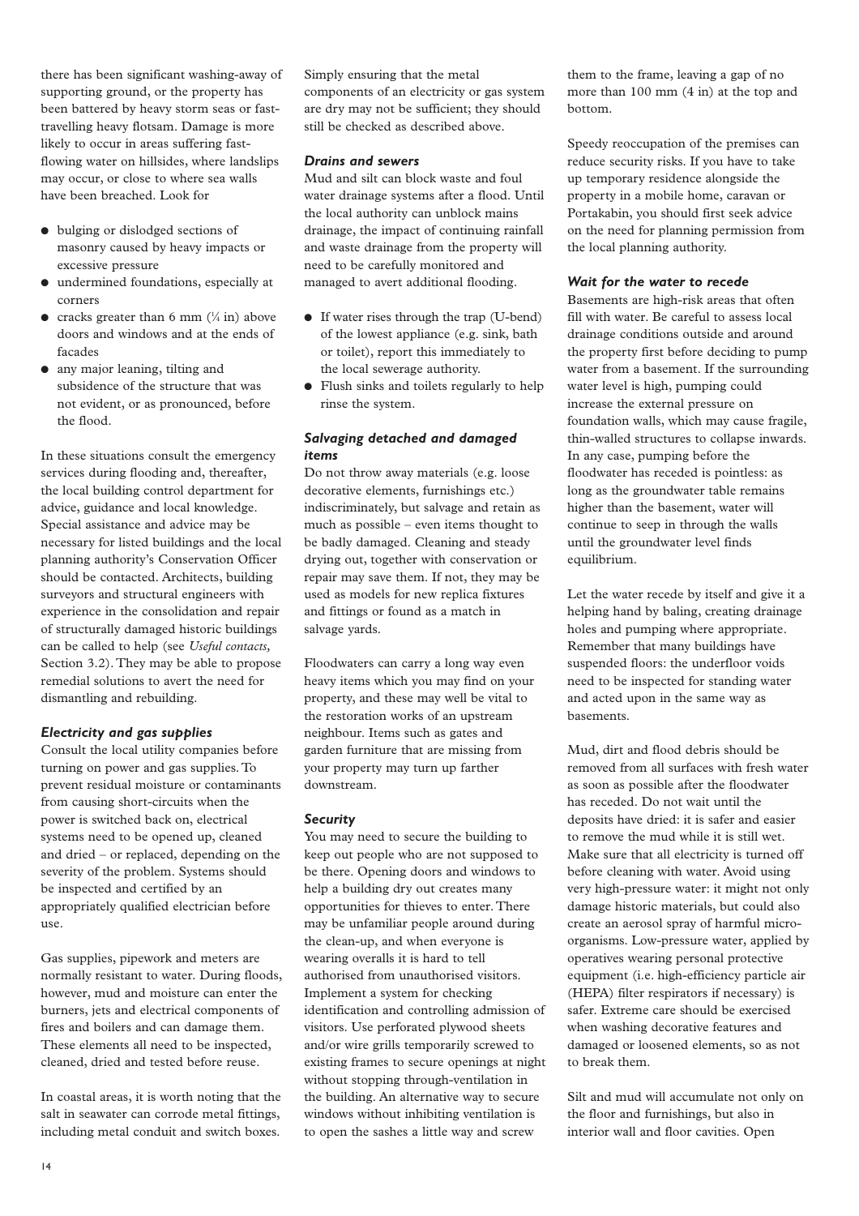there has been significant washing-away of supporting ground, or the property has been battered by heavy storm seas or fast-travelling heavy flotsam. Damage is more likely to occur in areas suffering fast-flowing water on hillsides, where landslips may occur, or close to where sea walls have been breached. Look for

- bulging or dislodged sections of masonry caused by heavy impacts or excessive pressure
- undermined foundations, especially at corners
- cracks greater than 6 mm (¼ in) above doors and windows and at the ends of facades
- any major leaning, tilting and subsidence of the structure that was not evident, or as pronounced, before the flood.

In these situations consult the emergency services during flooding and, thereafter, the local building control department for advice, guidance and local knowledge. Special assistance and advice may be necessary for listed buildings and the local planning authority's Conservation Officer should be contacted. Architects, building surveyors and structural engineers with experience in the consolidation and repair of structurally damaged historic buildings can be called to help (see *Useful contacts,* Section 3.2). They may be able to propose remedial solutions to avert the need for dismantling and rebuilding.

### *Electricity and gas supplies*

Consult the local utility companies before turning on power and gas supplies. To prevent residual moisture or contaminants from causing short-circuits when the power is switched back on, electrical systems need to be opened up, cleaned and dried – or replaced, depending on the severity of the problem. Systems should be inspected and certified by an appropriately qualified electrician before use.

Gas supplies, pipework and meters are normally resistant to water. During floods, however, mud and moisture can enter the burners, jets and electrical components of fires and boilers and can damage them. These elements all need to be inspected, cleaned, dried and tested before reuse.

In coastal areas, it is worth noting that the salt in seawater can corrode metal fittings, including metal conduit and switch boxes. Simply ensuring that the metal components of an electricity or gas system are dry may not be sufficient; they should still be checked as described above.

### *Drains and sewers*

Mud and silt can block waste and foul water drainage systems after a flood. Until the local authority can unblock mains drainage, the impact of continuing rainfall and waste drainage from the property will need to be carefully monitored and managed to avert additional flooding.

- If water rises through the trap (U-bend) of the lowest appliance (e.g. sink, bath or toilet), report this immediately to the local sewerage authority.
- Flush sinks and toilets regularly to help rinse the system.

### *Salvaging detached and damaged items*

Do not throw away materials (e.g. loose decorative elements, furnishings etc.) indiscriminately, but salvage and retain as much as possible – even items thought to be badly damaged. Cleaning and steady drying out, together with conservation or repair may save them. If not, they may be used as models for new replica fixtures and fittings or found as a match in salvage yards.

Floodwaters can carry a long way even heavy items which you may find on your property, and these may well be vital to the restoration works of an upstream neighbour. Items such as gates and garden furniture that are missing from your property may turn up farther downstream.

### *Security*

You may need to secure the building to keep out people who are not supposed to be there. Opening doors and windows to help a building dry out creates many opportunities for thieves to enter. There may be unfamiliar people around during the clean-up, and when everyone is wearing overalls it is hard to tell authorised from unauthorised visitors. Implement a system for checking identification and controlling admission of visitors. Use perforated plywood sheets and/or wire grills temporarily screwed to existing frames to secure openings at night without stopping through-ventilation in the building. An alternative way to secure windows without inhibiting ventilation is to open the sashes a little way and screw them to the frame, leaving a gap of no more than 100 mm (4 in) at the top and bottom.

Speedy reoccupation of the premises can reduce security risks. If you have to take up temporary residence alongside the property in a mobile home, caravan or Portakabin, you should first seek advice on the need for planning permission from the local planning authority.

### *Wait for the water to recede*

Basements are high-risk areas that often fill with water. Be careful to assess local drainage conditions outside and around the property first before deciding to pump water from a basement. If the surrounding water level is high, pumping could increase the external pressure on foundation walls, which may cause fragile, thin-walled structures to collapse inwards. In any case, pumping before the floodwater has receded is pointless: as long as the groundwater table remains higher than the basement, water will continue to seep in through the walls until the groundwater level finds equilibrium.

Let the water recede by itself and give it a helping hand by baling, creating drainage holes and pumping where appropriate. Remember that many buildings have suspended floors: the underfloor voids need to be inspected for standing water and acted upon in the same way as basements.

Mud, dirt and flood debris should be removed from all surfaces with fresh water as soon as possible after the floodwater has receded. Do not wait until the deposits have dried: it is safer and easier to remove the mud while it is still wet. Make sure that all electricity is turned off before cleaning with water. Avoid using very high-pressure water: it might not only damage historic materials, but could also create an aerosol spray of harmful micro-organisms. Low-pressure water, applied by operatives wearing personal protective equipment (i.e. high-efficiency particle air (HEPA) filter respirators if necessary) is safer. Extreme care should be exercised when washing decorative features and damaged or loosened elements, so as not to break them.

Silt and mud will accumulate not only on the floor and furnishings, but also in interior wall and floor cavities. Open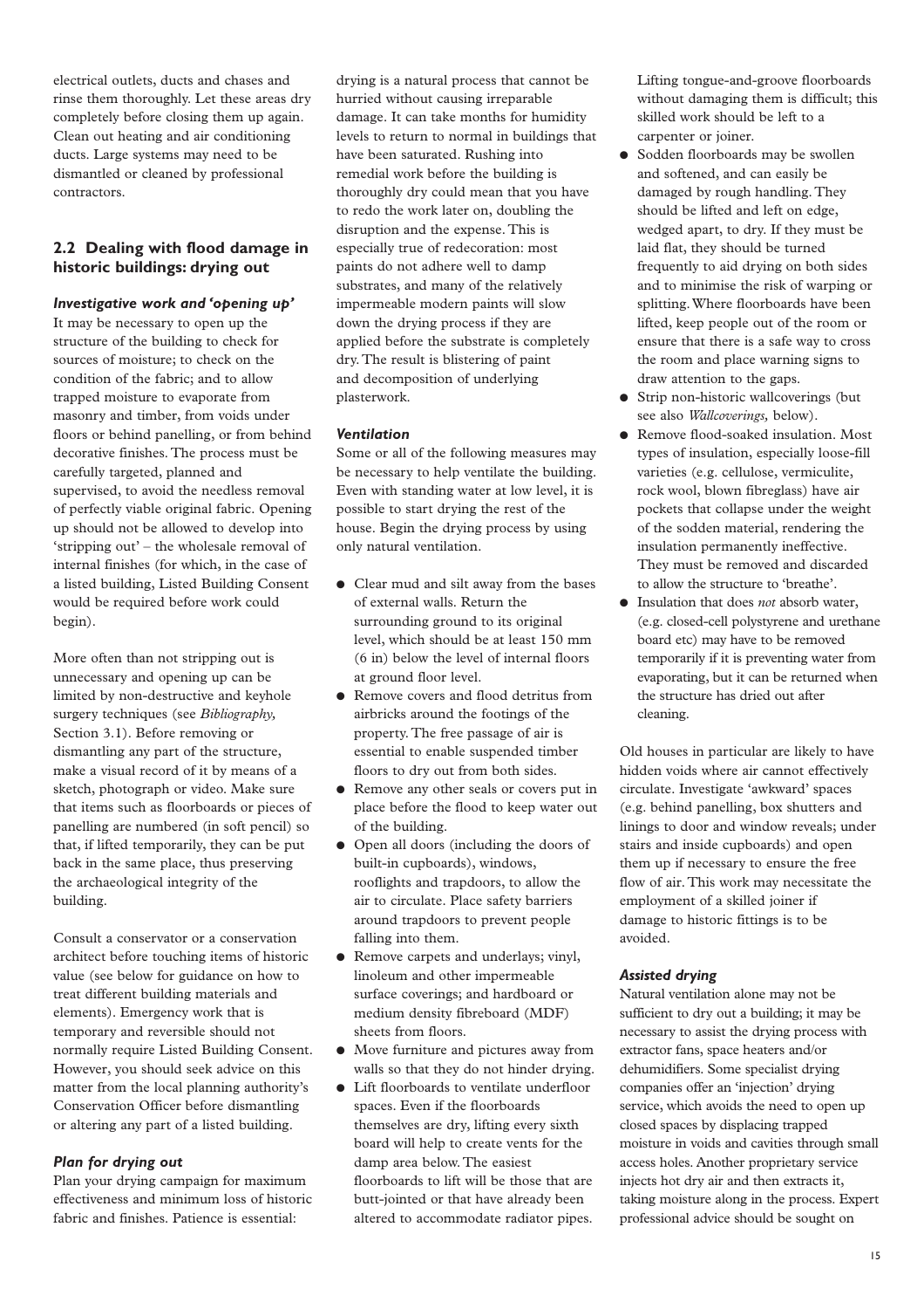electrical outlets, ducts and chases and rinse them thoroughly. Let these areas dry completely before closing them up again. Clean out heating and air conditioning ducts. Large systems may need to be dismantled or cleaned by professional contractors.

## 2.2 Dealing with flood damage in historic buildings: drying out

### *Investigative work and 'opening up'*

It may be necessary to open up the structure of the building to check for sources of moisture; to check on the condition of the fabric; and to allow trapped moisture to evaporate from masonry and timber, from voids under floors or behind panelling, or from behind decorative finishes. The process must be carefully targeted, planned and supervised, to avoid the needless removal of perfectly viable original fabric. Opening up should not be allowed to develop into 'stripping out' – the wholesale removal of internal finishes (for which, in the case of a listed building, Listed Building Consent would be required before work could begin).

More often than not stripping out is unnecessary and opening up can be limited by non-destructive and keyhole surgery techniques (see *Bibliography,* Section 3.1). Before removing or dismantling any part of the structure, make a visual record of it by means of a sketch, photograph or video. Make sure that items such as floorboards or pieces of panelling are numbered (in soft pencil) so that, if lifted temporarily, they can be put back in the same place, thus preserving the archaeological integrity of the building.

Consult a conservator or a conservation architect before touching items of historic value (see below for guidance on how to treat different building materials and elements). Emergency work that is temporary and reversible should not normally require Listed Building Consent. However, you should seek advice on this matter from the local planning authority's Conservation Officer before dismantling or altering any part of a listed building.

### *Plan for drying out*

Plan your drying campaign for maximum effectiveness and minimum loss of historic fabric and finishes. Patience is essential: drying is a natural process that cannot be hurried without causing irreparable damage. It can take months for humidity levels to return to normal in buildings that have been saturated. Rushing into remedial work before the building is thoroughly dry could mean that you have to redo the work later on, doubling the disruption and the expense. This is especially true of redecoration: most paints do not adhere well to damp substrates, and many of the relatively impermeable modern paints will slow down the drying process if they are applied before the substrate is completely dry. The result is blistering of paint and decomposition of underlying plasterwork.

### *Ventilation*

Some or all of the following measures may be necessary to help ventilate the building. Even with standing water at low level, it is possible to start drying the rest of the house. Begin the drying process by using only natural ventilation.

- Clear mud and silt away from the bases of external walls. Return the surrounding ground to its original level, which should be at least 150 mm (6 in) below the level of internal floors at ground floor level.
- Remove covers and flood detritus from airbricks around the footings of the property. The free passage of air is essential to enable suspended timber floors to dry out from both sides.
- Remove any other seals or covers put in place before the flood to keep water out of the building.
- Open all doors (including the doors of built-in cupboards), windows, rooflights and trapdoors, to allow the air to circulate. Place safety barriers around trapdoors to prevent people falling into them.
- Remove carpets and underlays; vinyl, linoleum and other impermeable surface coverings; and hardboard or medium density fibreboard (MDF) sheets from floors.
- Move furniture and pictures away from walls so that they do not hinder drying.
- Lift floorboards to ventilate underfloor spaces. Even if the floorboards themselves are dry, lifting every sixth board will help to create vents for the damp area below. The easiest floorboards to lift will be those that are butt-jointed or that have already been altered to accommodate radiator pipes. Lifting tongue-and-groove floorboards without damaging them is difficult; this skilled work should be left to a carpenter or joiner.
- Sodden floorboards may be swollen and softened, and can easily be damaged by rough handling. They should be lifted and left on edge, wedged apart, to dry. If they must be laid flat, they should be turned frequently to aid drying on both sides and to minimise the risk of warping or splitting. Where floorboards have been lifted, keep people out of the room or ensure that there is a safe way to cross the room and place warning signs to draw attention to the gaps.
- Strip non-historic wallcoverings (but see also *Wallcoverings,* below).
- Remove flood-soaked insulation. Most types of insulation, especially loose-fill varieties (e.g. cellulose, vermiculite, rock wool, blown fibreglass) have air pockets that collapse under the weight of the sodden material, rendering the insulation permanently ineffective. They must be removed and discarded to allow the structure to 'breathe'.
- Insulation that does *not* absorb water, (e.g. closed-cell polystyrene and urethane board etc) may have to be removed temporarily if it is preventing water from evaporating, but it can be returned when the structure has dried out after cleaning.

Old houses in particular are likely to have hidden voids where air cannot effectively circulate. Investigate 'awkward' spaces (e.g. behind panelling, box shutters and linings to door and window reveals; under stairs and inside cupboards) and open them up if necessary to ensure the free flow of air. This work may necessitate the employment of a skilled joiner if damage to historic fittings is to be avoided.

### *Assisted drying*

Natural ventilation alone may not be sufficient to dry out a building; it may be necessary to assist the drying process with extractor fans, space heaters and/or dehumidifiers. Some specialist drying companies offer an 'injection' drying service, which avoids the need to open up closed spaces by displacing trapped moisture in voids and cavities through small access holes. Another proprietary service injects hot dry air and then extracts it, taking moisture along in the process. Expert professional advice should be sought on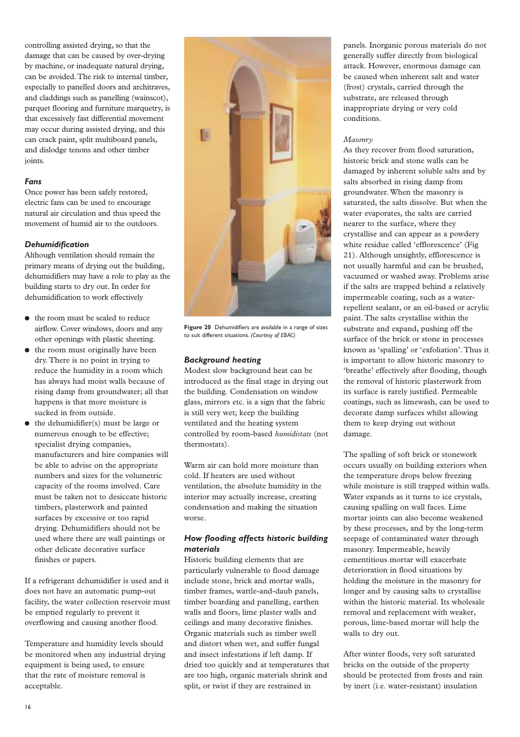controlling assisted drying, so that the damage that can be caused by over-drying by machine, or inadequate natural drying, can be avoided. The risk to internal timber, especially to panelled doors and architraves, and claddings such as panelling (wainscot), parquet flooring and furniture marquetry, is that excessively fast differential movement may occur during assisted drying, and this can crack paint, split multiboard panels, and dislodge tenons and other timber joints.

### Fans

Once power has been safely restored, electric fans can be used to encourage natural air circulation and thus speed the movement of humid air to the outdoors.

### Dehumidification

Although ventilation should remain the primary means of drying out the building, dehumidifiers may have a role to play as the building starts to dry out. In order for dehumidification to work effectively

- the room must be sealed to reduce airflow. Cover windows, doors and any other openings with plastic sheeting.
- the room must originally have been dry. There is no point in trying to reduce the humidity in a room which has always had moist walls because of rising damp from groundwater; all that happens is that more moisture is sucked in from outside.
- the dehumidifier(s) must be large or numerous enough to be effective; specialist drying companies, manufacturers and hire companies will be able to advise on the appropriate numbers and sizes for the volumetric capacity of the rooms involved. Care must be taken not to desiccate historic timbers, plasterwork and painted surfaces by excessive or too rapid drying. Dehumidifiers should not be used where there are wall paintings or other delicate decorative surface finishes or papers.

If a refrigerant dehumidifier is used and it does not have an automatic pump-out facility, the water collection reservoir must be emptied regularly to prevent it overflowing and causing another flood.

Temperature and humidity levels should be monitored when any industrial drying equipment is being used, to ensure that the rate of moisture removal is acceptable.

**Figure 20** Dehumidifiers are available in a range of sizes to suit different situations. *(Courtesy of EBAC)*

### Background heating

Modest slow background heat can be introduced as the final stage in drying out the building. Condensation on window glass, mirrors etc. is a sign that the fabric is still very wet; keep the building ventilated and the heating system controlled by room-based *humidistats* (not thermostats).

Warm air can hold more moisture than cold. If heaters are used without ventilation, the absolute humidity in the interior may actually increase, creating condensation and making the situation worse.

### How flooding affects historic building materials

Historic building elements that are particularly vulnerable to flood damage include stone, brick and mortar walls, timber frames, wattle-and-daub panels, timber boarding and panelling, earthen walls and floors, lime plaster walls and ceilings and many decorative finishes. Organic materials such as timber swell and distort when wet, and suffer fungal and insect infestations if left damp. If dried too quickly and at temperatures that are too high, organic materials shrink and split, or twist if they are restrained in panels. Inorganic porous materials do not generally suffer directly from biological attack. However, enormous damage can be caused when inherent salt and water (frost) crystals, carried through the substrate, are released through inappropriate drying or very cold conditions.

#### *Masonry*

As they recover from flood saturation, historic brick and stone walls can be damaged by inherent soluble salts and by salts absorbed in rising damp from groundwater. When the masonry is saturated, the salts dissolve. But when the water evaporates, the salts are carried nearer to the surface, where they crystallise and can appear as a powdery white residue called 'efflorescence' (Fig 21). Although unsightly, efflorescence is not usually harmful and can be brushed, vacuumed or washed away. Problems arise if the salts are trapped behind a relatively impermeable coating, such as a water-repellent sealant, or an oil-based or acrylic paint. The salts crystallise within the substrate and expand, pushing off the surface of the brick or stone in processes known as 'spalling' or 'exfoliation'. Thus it is important to allow historic masonry to 'breathe' effectively after flooding, though the removal of historic plasterwork from its surface is rarely justified. Permeable coatings, such as limewash, can be used to decorate damp surfaces whilst allowing them to keep drying out without damage.

The spalling of soft brick or stonework occurs usually on building exteriors when the temperature drops below freezing while moisture is still trapped within walls. Water expands as it turns to ice crystals, causing spalling on wall faces. Lime mortar joints can also become weakened by these processes, and by the long-term seepage of contaminated water through masonry. Impermeable, heavily cementitious mortar will exacerbate deterioration in flood situations by holding the moisture in the masonry for longer and by causing salts to crystallise within the historic material. Its wholesale removal and replacement with weaker, porous, lime-based mortar will help the walls to dry out.

After winter floods, very soft saturated bricks on the outside of the property should be protected from frosts and rain by inert (i.e. water-resistant) insulation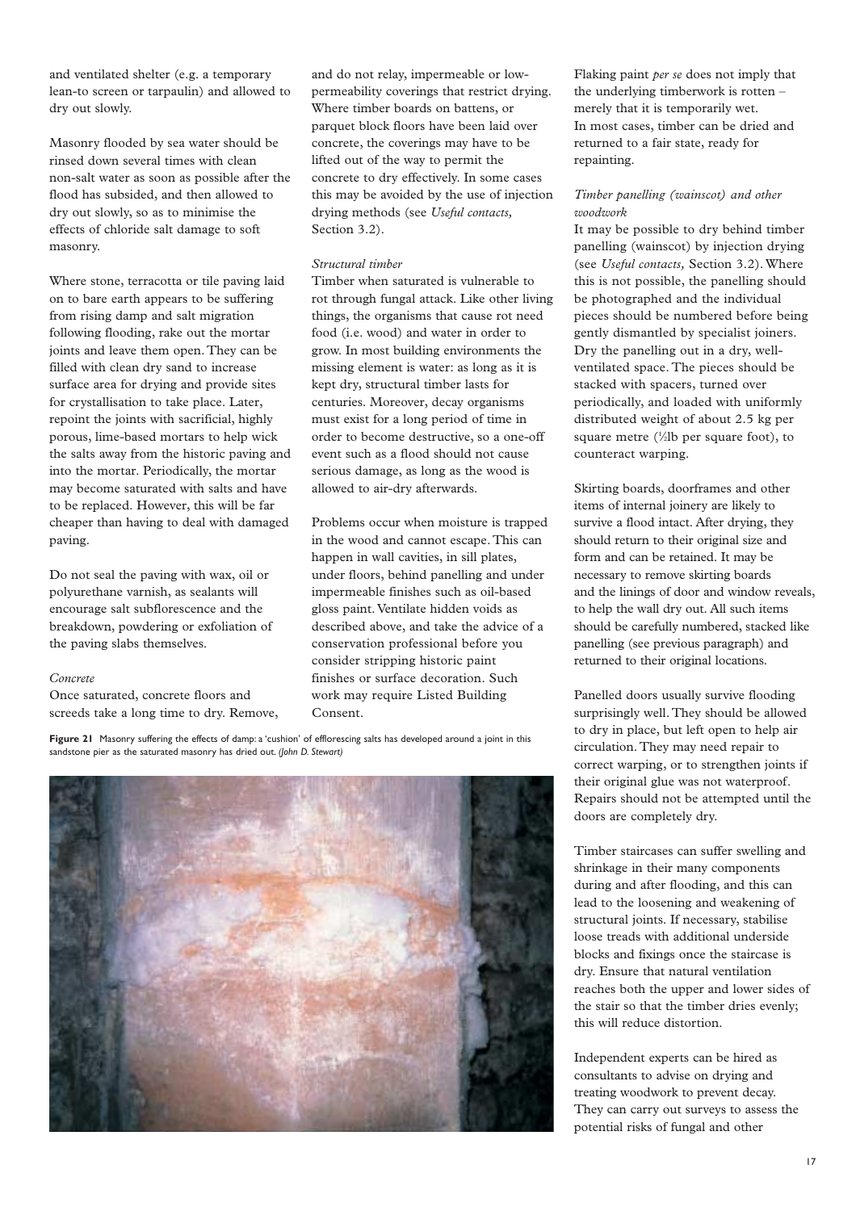and ventilated shelter (e.g. a temporary lean-to screen or tarpaulin) and allowed to dry out slowly.

Masonry flooded by sea water should be rinsed down several times with clean non-salt water as soon as possible after the flood has subsided, and then allowed to dry out slowly, so as to minimise the effects of chloride salt damage to soft masonry.

Where stone, terracotta or tile paving laid on to bare earth appears to be suffering from rising damp and salt migration following flooding, rake out the mortar joints and leave them open. They can be filled with clean dry sand to increase surface area for drying and provide sites for crystallisation to take place. Later, repoint the joints with sacrificial, highly porous, lime-based mortars to help wick the salts away from the historic paving and into the mortar. Periodically, the mortar may become saturated with salts and have to be replaced. However, this will be far cheaper than having to deal with damaged paving.

Do not seal the paving with wax, oil or polyurethane varnish, as sealants will encourage salt subflorescence and the breakdown, powdering or exfoliation of the paving slabs themselves.

*Concrete*

Once saturated, concrete floors and screeds take a long time to dry. Remove, and do not relay, impermeable or low-permeability coverings that restrict drying. Where timber boards on battens, or parquet block floors have been laid over concrete, the coverings may have to be lifted out of the way to permit the concrete to dry effectively. In some cases this may be avoided by the use of injection drying methods (see *Useful contacts,* Section 3.2).

*Structural timber*

Timber when saturated is vulnerable to rot through fungal attack. Like other living things, the organisms that cause rot need food (i.e. wood) and water in order to grow. In most building environments the missing element is water: as long as it is kept dry, structural timber lasts for centuries. Moreover, decay organisms must exist for a long period of time in order to become destructive, so a one-off event such as a flood should not cause serious damage, as long as the wood is allowed to air-dry afterwards.

Problems occur when moisture is trapped in the wood and cannot escape. This can happen in wall cavities, in sill plates, under floors, behind panelling and under impermeable finishes such as oil-based gloss paint. Ventilate hidden voids as described above, and take the advice of a conservation professional before you consider stripping historic paint finishes or surface decoration. Such work may require Listed Building Consent.

**Figure 21** Masonry suffering the effects of damp: a 'cushion' of efflorescing salts has developed around a joint in this sandstone pier as the saturated masonry has dried out. *(John D. Stewart)*

Flaking paint *per se* does not imply that the underlying timberwork is rotten – merely that it is temporarily wet. In most cases, timber can be dried and returned to a fair state, ready for repainting.

*Timber panelling (wainscot) and other woodwork*

It may be possible to dry behind timber panelling (wainscot) by injection drying (see *Useful contacts,* Section 3.2). Where this is not possible, the panelling should be photographed and the individual pieces should be numbered before being gently dismantled by specialist joiners. Dry the panelling out in a dry, well-ventilated space. The pieces should be stacked with spacers, turned over periodically, and loaded with uniformly distributed weight of about 2.5 kg per square metre (½lb per square foot), to counteract warping.

Skirting boards, doorframes and other items of internal joinery are likely to survive a flood intact. After drying, they should return to their original size and form and can be retained. It may be necessary to remove skirting boards and the linings of door and window reveals, to help the wall dry out. All such items should be carefully numbered, stacked like panelling (see previous paragraph) and returned to their original locations.

Panelled doors usually survive flooding surprisingly well. They should be allowed to dry in place, but left open to help air circulation. They may need repair to correct warping, or to strengthen joints if their original glue was not waterproof. Repairs should not be attempted until the doors are completely dry.

Timber staircases can suffer swelling and shrinkage in their many components during and after flooding, and this can lead to the loosening and weakening of structural joints. If necessary, stabilise loose treads with additional underside blocks and fixings once the staircase is dry. Ensure that natural ventilation reaches both the upper and lower sides of the stair so that the timber dries evenly; this will reduce distortion.

Independent experts can be hired as consultants to advise on drying and treating woodwork to prevent decay. They can carry out surveys to assess the potential risks of fungal and other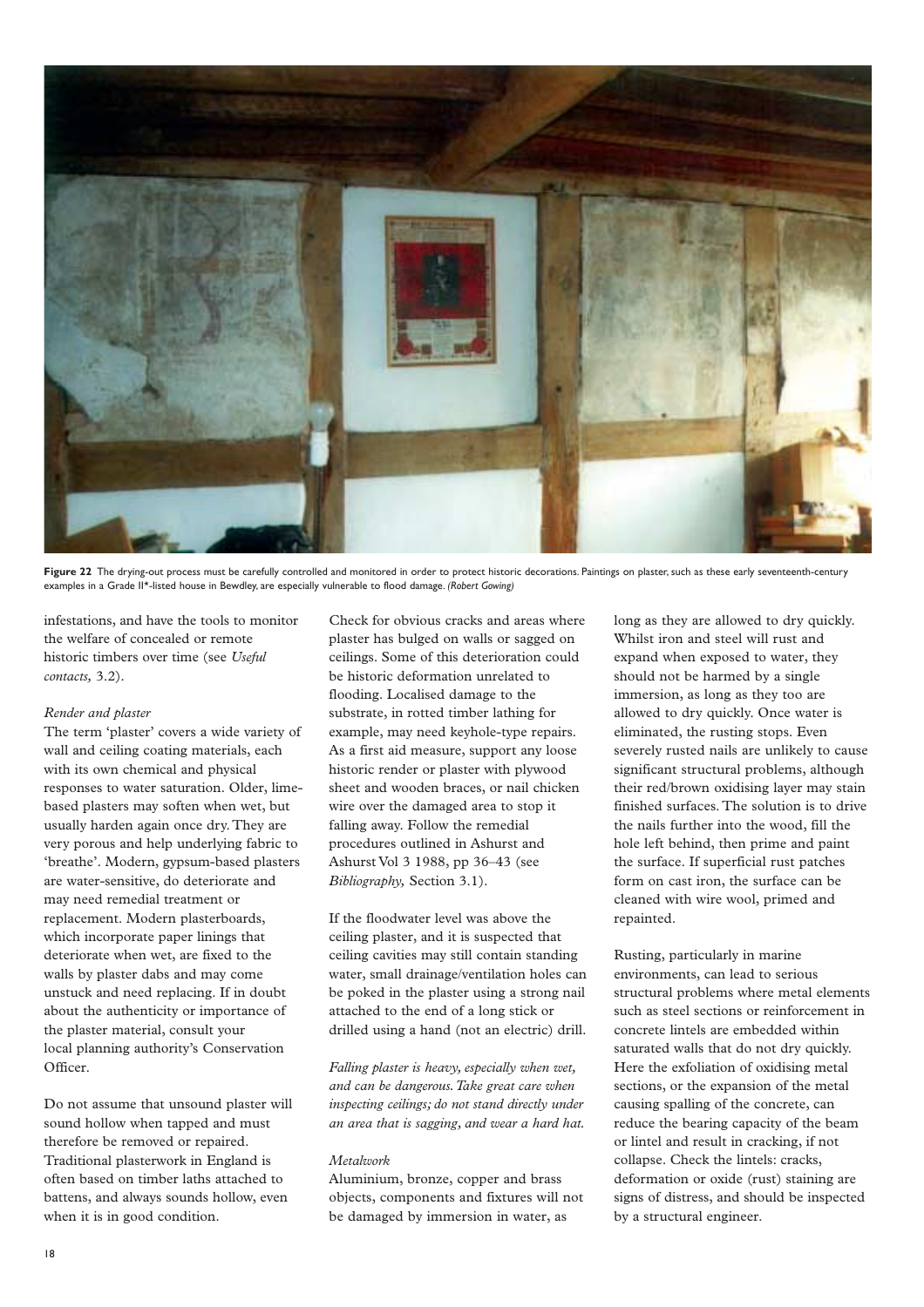**Figure 22** The drying-out process must be carefully controlled and monitored in order to protect historic decorations. Paintings on plaster, such as these early seventeenth-century examples in a Grade II*-listed house in Bewdley, are especially vulnerable to flood damage. *(Robert Gowing)*

infestations, and have the tools to monitor the welfare of concealed or remote historic timbers over time (see *Useful contacts,* 3.2).

*Render and plaster*

The term 'plaster' covers a wide variety of wall and ceiling coating materials, each with its own chemical and physical responses to water saturation. Older, lime-based plasters may soften when wet, but usually harden again once dry. They are very porous and help underlying fabric to 'breathe'. Modern, gypsum-based plasters are water-sensitive, do deteriorate and may need remedial treatment or replacement. Modern plasterboards, which incorporate paper linings that deteriorate when wet, are fixed to the walls by plaster dabs and may come unstuck and need replacing. If in doubt about the authenticity or importance of the plaster material, consult your local planning authority's Conservation Officer.

Do not assume that unsound plaster will sound hollow when tapped and must therefore be removed or repaired. Traditional plasterwork in England is often based on timber laths attached to battens, and always sounds hollow, even when it is in good condition.

Check for obvious cracks and areas where plaster has bulged on walls or sagged on ceilings. Some of this deterioration could be historic deformation unrelated to flooding. Localised damage to the substrate, in rotted timber lathing for example, may need keyhole-type repairs. As a first aid measure, support any loose historic render or plaster with plywood sheet and wooden braces, or nail chicken wire over the damaged area to stop it falling away. Follow the remedial procedures outlined in Ashurst and Ashurst Vol 3 1988, pp 36–43 (see *Bibliography,* Section 3.1).

If the floodwater level was above the ceiling plaster, and it is suspected that ceiling cavities may still contain standing water, small drainage/ventilation holes can be poked in the plaster using a strong nail attached to the end of a long stick or drilled using a hand (not an electric) drill.

*Falling plaster is heavy, especially when wet, and can be dangerous. Take great care when inspecting ceilings; do not stand directly under an area that is sagging, and wear a hard hat.*

*Metalwork*

Aluminium, bronze, copper and brass objects, components and fixtures will not be damaged by immersion in water, as long as they are allowed to dry quickly. Whilst iron and steel will rust and expand when exposed to water, they should not be harmed by a single immersion, as long as they too are allowed to dry quickly. Once water is eliminated, the rusting stops. Even severely rusted nails are unlikely to cause significant structural problems, although their red/brown oxidising layer may stain finished surfaces. The solution is to drive the nails further into the wood, fill the hole left behind, then prime and paint the surface. If superficial rust patches form on cast iron, the surface can be cleaned with wire wool, primed and repainted.

Rusting, particularly in marine environments, can lead to serious structural problems where metal elements such as steel sections or reinforcement in concrete lintels are embedded within saturated walls that do not dry quickly. Here the exfoliation of oxidising metal sections, or the expansion of the metal causing spalling of the concrete, can reduce the bearing capacity of the beam or lintel and result in cracking, if not collapse. Check the lintels: cracks, deformation or oxide (rust) staining are signs of distress, and should be inspected by a structural engineer.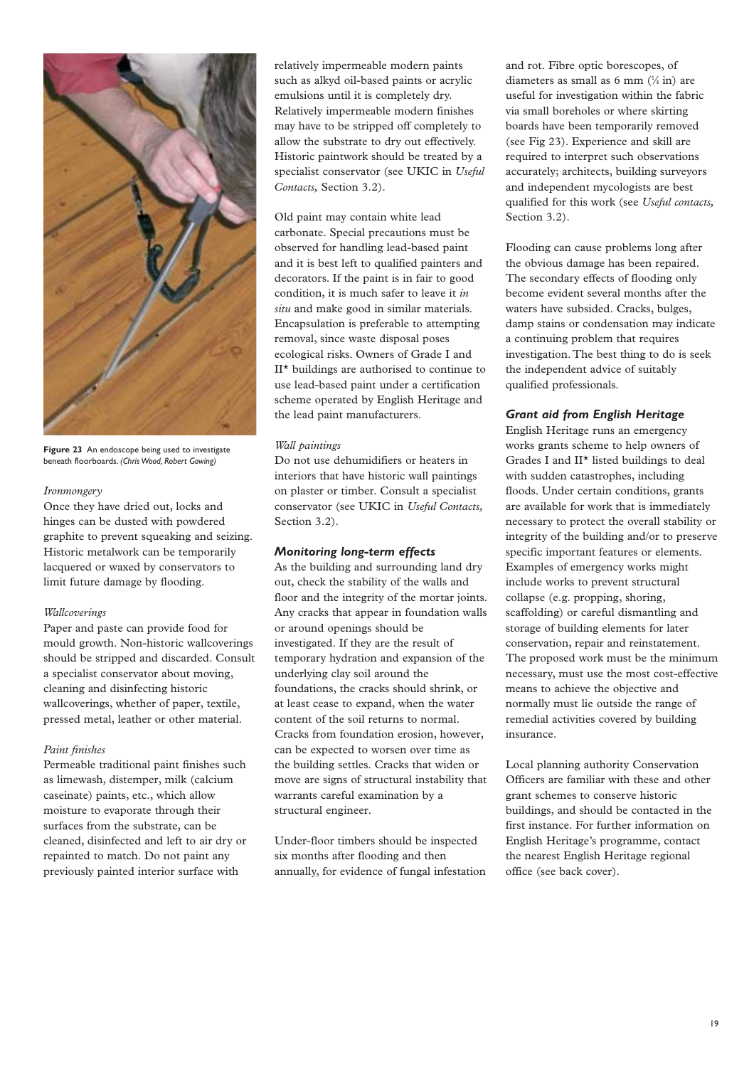Figure 23 An endoscope being used to investigate beneath floorboards. *(Chris Wood, Robert Gowing)*

*Ironmongery*

Once they have dried out, locks and hinges can be dusted with powdered graphite to prevent squeaking and seizing. Historic metalwork can be temporarily lacquered or waxed by conservators to limit future damage by flooding.

*Wallcoverings*

Paper and paste can provide food for mould growth. Non-historic wallcoverings should be stripped and discarded. Consult a specialist conservator about moving, cleaning and disinfecting historic wallcoverings, whether of paper, textile, pressed metal, leather or other material.

*Paint finishes*

Permeable traditional paint finishes such as limewash, distemper, milk (calcium caseinate) paints, etc., which allow moisture to evaporate through their surfaces from the substrate, can be cleaned, disinfected and left to air dry or repainted to match. Do not paint any previously painted interior surface with relatively impermeable modern paints such as alkyd oil-based paints or acrylic emulsions until it is completely dry. Relatively impermeable modern finishes may have to be stripped off completely to allow the substrate to dry out effectively. Historic paintwork should be treated by a specialist conservator (see UKIC in *Useful Contacts,* Section 3.2).

Old paint may contain white lead carbonate. Special precautions must be observed for handling lead-based paint and it is best left to qualified painters and decorators. If the paint is in fair to good condition, it is much safer to leave it *in situ* and make good in similar materials. Encapsulation is preferable to attempting removal, since waste disposal poses ecological risks. Owners of Grade I and II* buildings are authorised to continue to use lead-based paint under a certification scheme operated by English Heritage and the lead paint manufacturers.

*Wall paintings*

Do not use dehumidifiers or heaters in interiors that have historic wall paintings on plaster or timber. Consult a specialist conservator (see UKIC in *Useful Contacts,* Section 3.2).

### *Monitoring long-term effects*

As the building and surrounding land dry out, check the stability of the walls and floor and the integrity of the mortar joints. Any cracks that appear in foundation walls or around openings should be investigated. If they are the result of temporary hydration and expansion of the underlying clay soil around the foundations, the cracks should shrink, or at least cease to expand, when the water content of the soil returns to normal. Cracks from foundation erosion, however, can be expected to worsen over time as the building settles. Cracks that widen or move are signs of structural instability that warrants careful examination by a structural engineer.

Under-floor timbers should be inspected six months after flooding and then annually, for evidence of fungal infestation and rot. Fibre optic borescopes, of diameters as small as 6 mm (¼ in) are useful for investigation within the fabric via small boreholes or where skirting boards have been temporarily removed (see Fig 23). Experience and skill are required to interpret such observations accurately; architects, building surveyors and independent mycologists are best qualified for this work (see *Useful contacts,* Section 3.2).

Flooding can cause problems long after the obvious damage has been repaired. The secondary effects of flooding only become evident several months after the waters have subsided. Cracks, bulges, damp stains or condensation may indicate a continuing problem that requires investigation. The best thing to do is seek the independent advice of suitably qualified professionals.

### *Grant aid from English Heritage*

English Heritage runs an emergency works grants scheme to help owners of Grades I and II* listed buildings to deal with sudden catastrophes, including floods. Under certain conditions, grants are available for work that is immediately necessary to protect the overall stability or integrity of the building and/or to preserve specific important features or elements. Examples of emergency works might include works to prevent structural collapse (e.g. propping, shoring, scaffolding) or careful dismantling and storage of building elements for later conservation, repair and reinstatement. The proposed work must be the minimum necessary, must use the most cost-effective means to achieve the objective and normally must lie outside the range of remedial activities covered by building insurance.

Local planning authority Conservation Officers are familiar with these and other grant schemes to conserve historic buildings, and should be contacted in the first instance. For further information on English Heritage's programme, contact the nearest English Heritage regional office (see back cover).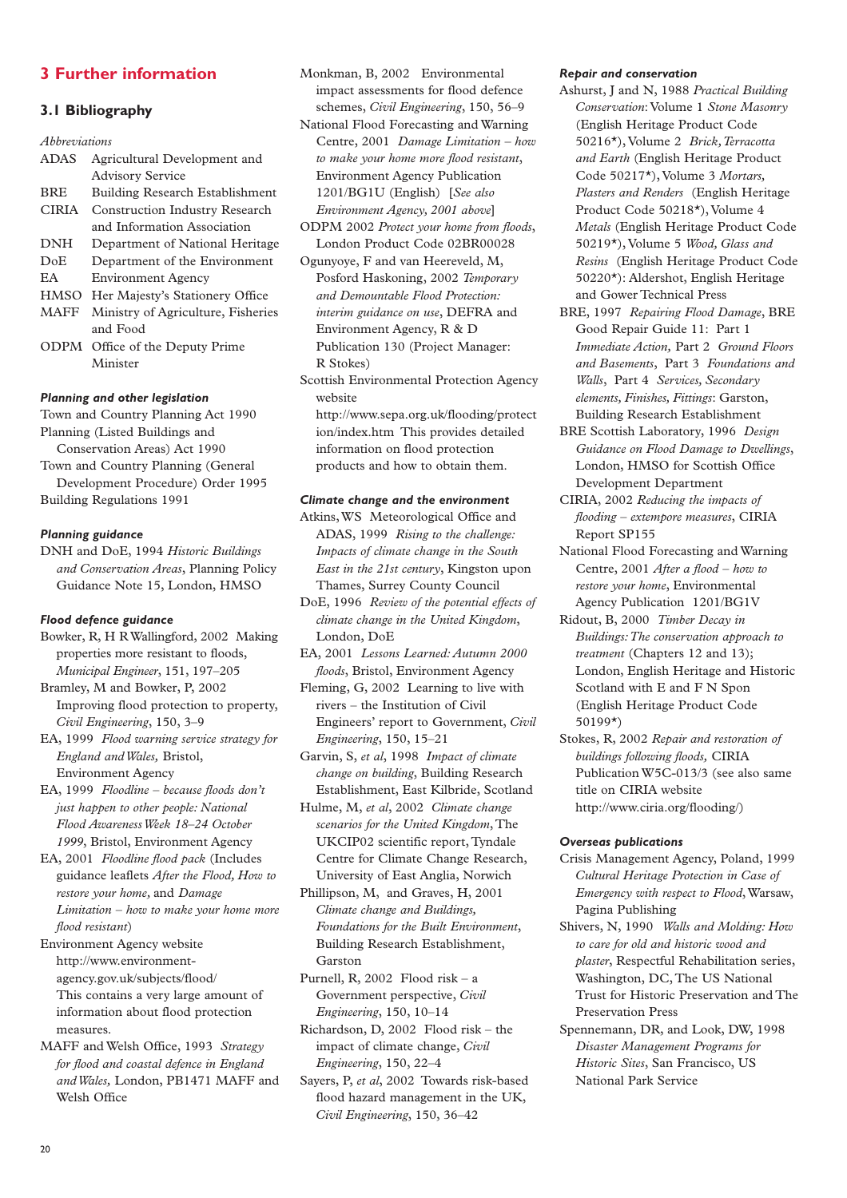# 3 Further information

## 3.1 Bibliography

*Abbreviations*

ADAS Agricultural Development and Advisory Service
BRE Building Research Establishment
CIRIA Construction Industry Research and Information Association
DNH Department of National Heritage
DoE Department of the Environment
EA Environment Agency
HMSO Her Majesty's Stationery Office
MAFF Ministry of Agriculture, Fisheries and Food
ODPM Office of the Deputy Prime Minister

### *Planning and other legislation*

Town and Country Planning Act 1990

Planning (Listed Buildings and Conservation Areas) Act 1990

Town and Country Planning (General Development Procedure) Order 1995

Building Regulations 1991

### *Planning guidance*

DNH and DoE, 1994 *Historic Buildings and Conservation Areas*, Planning Policy Guidance Note 15, London, HMSO

### *Flood defence guidance*

Bowker, R, H R Wallingford, 2002 Making properties more resistant to floods, *Municipal Engineer*, 151, 197–205

Bramley, M and Bowker, P, 2002 Improving flood protection to property, *Civil Engineering*, 150, 3–9

EA, 1999 *Flood warning service strategy for England and Wales,* Bristol, Environment Agency

EA, 1999 *Floodline – because floods don't just happen to other people: National Flood Awareness Week 18–24 October 1999*, Bristol, Environment Agency

EA, 2001 *Floodline flood pack* (Includes guidance leaflets *After the Flood, How to restore your home,* and *Damage Limitation – how to make your home more flood resistant*)

Environment Agency website http://www.environment-agency.gov.uk/subjects/flood/ This contains a very large amount of information about flood protection measures.

MAFF and Welsh Office, 1993 *Strategy for flood and coastal defence in England and Wales,* London, PB1471 MAFF and Welsh Office

Monkman, B, 2002 Environmental impact assessments for flood defence schemes, *Civil Engineering*, 150, 56–9

National Flood Forecasting and Warning Centre, 2001 *Damage Limitation – how to make your home more flood resistant*, Environment Agency Publication 1201/BG1U (English) [*See also Environment Agency, 2001 above*]

ODPM 2002 *Protect your home from floods*, London Product Code 02BR00028

Ogunyoye, F and van Heereveld, M, Posford Haskoning, 2002 *Temporary and Demountable Flood Protection: interim guidance on use*, DEFRA and Environment Agency, R & D Publication 130 (Project Manager: R Stokes)

Scottish Environmental Protection Agency website http://www.sepa.org.uk/flooding/protection/index.htm This provides detailed information on flood protection products and how to obtain them.

### *Climate change and the environment*

Atkins, WS Meteorological Office and ADAS, 1999 *Rising to the challenge: Impacts of climate change in the South East in the 21st century*, Kingston upon Thames, Surrey County Council

DoE, 1996 *Review of the potential effects of climate change in the United Kingdom*, London, DoE

EA, 2001 *Lessons Learned: Autumn 2000 floods*, Bristol, Environment Agency

Fleming, G, 2002 Learning to live with rivers – the Institution of Civil Engineers' report to Government, *Civil Engineering*, 150, 15–21

Garvin, S, *et al*, 1998 *Impact of climate change on building*, Building Research Establishment, East Kilbride, Scotland

Hulme, M, *et al*, 2002 *Climate change scenarios for the United Kingdom*, The UKCIP02 scientific report, Tyndale Centre for Climate Change Research, University of East Anglia, Norwich

Phillipson, M, and Graves, H, 2001 *Climate change and Buildings, Foundations for the Built Environment*, Building Research Establishment, Garston

Purnell, R, 2002 Flood risk – a Government perspective, *Civil Engineering*, 150, 10–14

Richardson, D, 2002 Flood risk – the impact of climate change, *Civil Engineering*, 150, 22–4

Sayers, P, *et al*, 2002 Towards risk-based flood hazard management in the UK, *Civil Engineering*, 150, 36–42

### *Repair and conservation*

Ashurst, J and N, 1988 *Practical Building Conservation*: Volume 1 *Stone Masonry* (English Heritage Product Code 50216*), Volume 2 *Brick, Terracotta and Earth* (English Heritage Product Code 50217*), Volume 3 *Mortars, Plasters and Renders* (English Heritage Product Code 50218*), Volume 4 *Metals* (English Heritage Product Code 50219*), Volume 5 *Wood, Glass and Resins* (English Heritage Product Code 50220*): Aldershot, English Heritage and Gower Technical Press

BRE, 1997 *Repairing Flood Damage*, BRE Good Repair Guide 11: Part 1 *Immediate Action,* Part 2 *Ground Floors and Basements*, Part 3 *Foundations and Walls*, Part 4 *Services, Secondary elements, Finishes, Fittings*: Garston, Building Research Establishment

BRE Scottish Laboratory, 1996 *Design Guidance on Flood Damage to Dwellings*, London, HMSO for Scottish Office Development Department

CIRIA, 2002 *Reducing the impacts of flooding – extempore measures*, CIRIA Report SP155

National Flood Forecasting and Warning Centre, 2001 *After a flood – how to restore your home*, Environmental Agency Publication 1201/BG1V

Ridout, B, 2000 *Timber Decay in Buildings: The conservation approach to treatment* (Chapters 12 and 13); London, English Heritage and Historic Scotland with E and F N Spon (English Heritage Product Code 50199*)

Stokes, R, 2002 *Repair and restoration of buildings following floods,* CIRIA Publication W5C-013/3 (see also same title on CIRIA website http://www.ciria.org/flooding/)

### *Overseas publications*

Crisis Management Agency, Poland, 1999 *Cultural Heritage Protection in Case of Emergency with respect to Flood*, Warsaw, Pagina Publishing

Shivers, N, 1990 *Walls and Molding: How to care for old and historic wood and plaster*, Respectful Rehabilitation series, Washington, DC, The US National Trust for Historic Preservation and The Preservation Press

Spennemann, DR, and Look, DW, 1998 *Disaster Management Programs for Historic Sites*, San Francisco, US National Park Service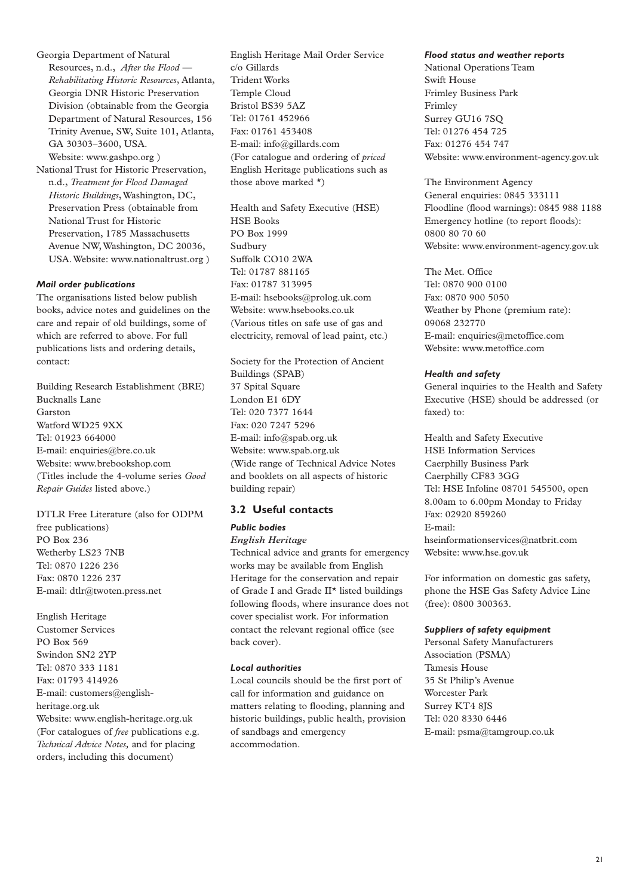Georgia Department of Natural Resources, n.d., *After the Flood — Rehabilitating Historic Resources*, Atlanta, Georgia DNR Historic Preservation Division (obtainable from the Georgia Department of Natural Resources, 156 Trinity Avenue, SW, Suite 101, Atlanta, GA 30303–3600, USA. Website: www.gashpo.org )

National Trust for Historic Preservation, n.d., *Treatment for Flood Damaged Historic Buildings*, Washington, DC, Preservation Press (obtainable from National Trust for Historic Preservation, 1785 Massachusetts Avenue NW, Washington, DC 20036, USA. Website: www.nationaltrust.org )

#### *Mail order publications*

The organisations listed below publish books, advice notes and guidelines on the care and repair of old buildings, some of which are referred to above. For full publications lists and ordering details, contact:

Building Research Establishment (BRE)
Bucknalls Lane
Garston
Watford WD25 9XX
Tel: 01923 664000
E-mail: enquiries@bre.co.uk
Website: www.brebookshop.com
(Titles include the 4-volume series *Good Repair Guides* listed above.)

DTLR Free Literature (also for ODPM free publications)
PO Box 236
Wetherby LS23 7NB
Tel: 0870 1226 236
Fax: 0870 1226 237
E-mail: dtlr@twoten.press.net

English Heritage
Customer Services
PO Box 569
Swindon SN2 2YP
Tel: 0870 333 1181
Fax: 01793 414926
E-mail: customers@english-heritage.org.uk
Website: www.english-heritage.org.uk
(For catalogues of *free* publications e.g. *Technical Advice Notes,* and for placing orders, including this document)

English Heritage Mail Order Service
c/o Gillards
Trident Works
Temple Cloud
Bristol BS39 5AZ
Tel: 01761 452966
Fax: 01761 453408
E-mail: info@gillards.com
(For catalogue and ordering of *priced* English Heritage publications such as those above marked *)

Health and Safety Executive (HSE)
HSE Books
PO Box 1999
Sudbury
Suffolk CO10 2WA
Tel: 01787 881165
Fax: 01787 313995
E-mail: hsebooks@prolog.uk.com
Website: www.hsebooks.co.uk
(Various titles on safe use of gas and electricity, removal of lead paint, etc.)

Society for the Protection of Ancient Buildings (SPAB)
37 Spital Square
London E1 6DY
Tel: 020 7377 1644
Fax: 020 7247 5296
E-mail: info@spab.org.uk
Website: www.spab.org.uk
(Wide range of Technical Advice Notes and booklets on all aspects of historic building repair)

### 3.2 Useful contacts

#### *Public bodies*

*English Heritage*

Technical advice and grants for emergency works may be available from English Heritage for the conservation and repair of Grade I and Grade II* listed buildings following floods, where insurance does not cover specialist work. For information contact the relevant regional office (see back cover).

#### *Local authorities*

Local councils should be the first port of call for information and guidance on matters relating to flooding, planning and historic buildings, public health, provision of sandbags and emergency accommodation.

#### *Flood status and weather reports*

National Operations Team
Swift House
Frimley Business Park
Frimley
Surrey GU16 7SQ
Tel: 01276 454 725
Fax: 01276 454 747
Website: www.environment-agency.gov.uk

The Environment Agency
General enquiries: 0845 333111
Floodline (flood warnings): 0845 988 1188
Emergency hotline (to report floods): 0800 80 70 60
Website: www.environment-agency.gov.uk

The Met. Office
Tel: 0870 900 0100
Fax: 0870 900 5050
Weather by Phone (premium rate): 09068 232770
E-mail: enquiries@metoffice.com
Website: www.metoffice.com

#### *Health and safety*

General inquiries to the Health and Safety Executive (HSE) should be addressed (or faxed) to:

Health and Safety Executive
HSE Information Services
Caerphilly Business Park
Caerphilly CF83 3GG
Tel: HSE Infoline 08701 545500, open 8.00am to 6.00pm Monday to Friday
Fax: 02920 859260
E-mail: hseinformationservices@natbrit.com
Website: www.hse.gov.uk

For information on domestic gas safety, phone the HSE Gas Safety Advice Line (free): 0800 300363.

#### *Suppliers of safety equipment*

Personal Safety Manufacturers Association (PSMA)
Tamesis House
35 St Philip's Avenue
Worcester Park
Surrey KT4 8JS
Tel: 020 8330 6446
E-mail: psma@tamgroup.co.uk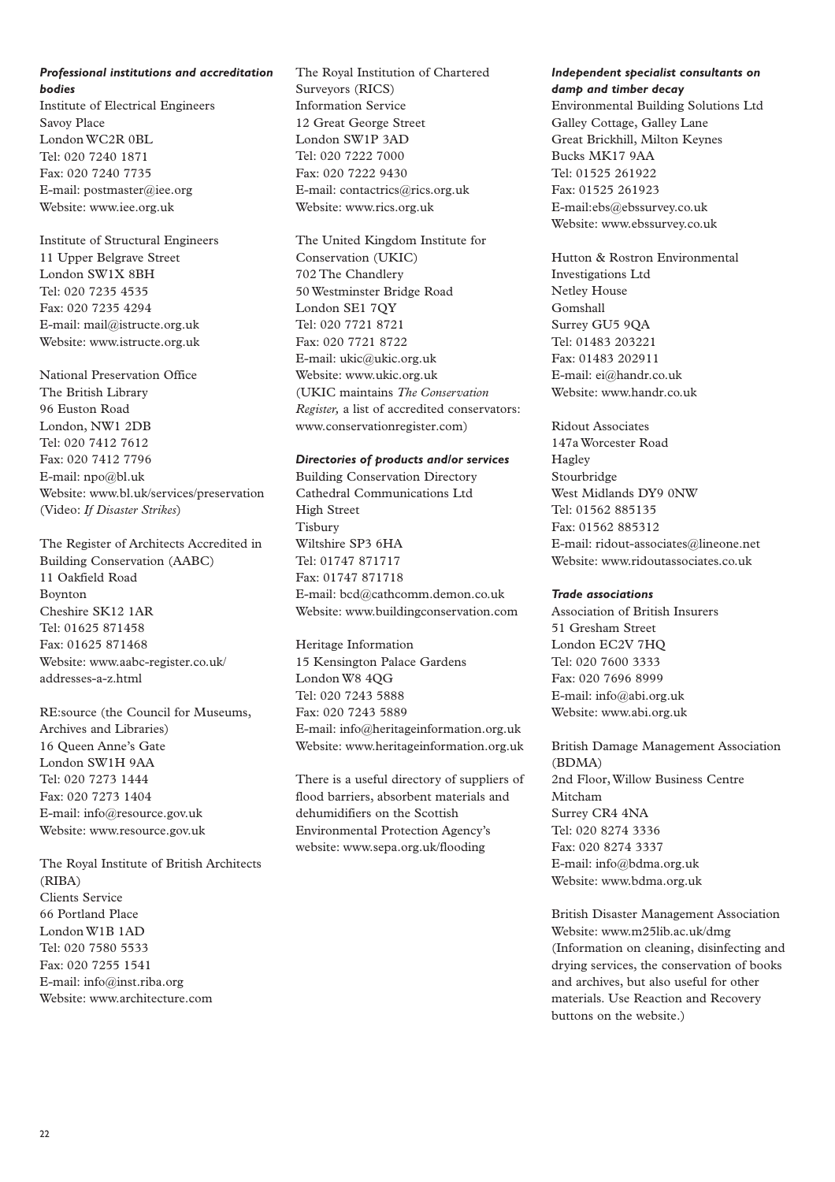### *Professional institutions and accreditation bodies*

Institute of Electrical Engineers
Savoy Place
London WC2R 0BL
Tel: 020 7240 1871
Fax: 020 7240 7735
E-mail: postmaster@iee.org
Website: www.iee.org.uk

Institute of Structural Engineers
11 Upper Belgrave Street
London SW1X 8BH
Tel: 020 7235 4535
Fax: 020 7235 4294
E-mail: mail@istructe.org.uk
Website: www.istructe.org.uk

National Preservation Office
The British Library
96 Euston Road
London, NW1 2DB
Tel: 020 7412 7612
Fax: 020 7412 7796
E-mail: npo@bl.uk
Website: www.bl.uk/services/preservation
(Video: *If Disaster Strikes*)

The Register of Architects Accredited in Building Conservation (AABC)
11 Oakfield Road
Boynton
Cheshire SK12 1AR
Tel: 01625 871458
Fax: 01625 871468
Website: www.aabc-register.co.uk/addresses-a-z.html

RE:source (the Council for Museums, Archives and Libraries)
16 Queen Anne's Gate
London SW1H 9AA
Tel: 020 7273 1444
Fax: 020 7273 1404
E-mail: info@resource.gov.uk
Website: www.resource.gov.uk

The Royal Institute of British Architects (RIBA)
Clients Service
66 Portland Place
London W1B 1AD
Tel: 020 7580 5533
Fax: 020 7255 1541
E-mail: info@inst.riba.org
Website: www.architecture.com

The Royal Institution of Chartered Surveyors (RICS)
Information Service
12 Great George Street
London SW1P 3AD
Tel: 020 7222 7000
Fax: 020 7222 9430
E-mail: contactrics@rics.org.uk
Website: www.rics.org.uk

The United Kingdom Institute for Conservation (UKIC)
702 The Chandlery
50 Westminster Bridge Road
London SE1 7QY
Tel: 020 7721 8721
Fax: 020 7721 8722
E-mail: ukic@ukic.org.uk
Website: www.ukic.org.uk
(UKIC maintains *The Conservation Register,* a list of accredited conservators: www.conservationregister.com)

### *Directories of products and/or services*

Building Conservation Directory
Cathedral Communications Ltd
High Street
Tisbury
Wiltshire SP3 6HA
Tel: 01747 871717
Fax: 01747 871718
E-mail: bcd@cathcomm.demon.co.uk
Website: www.buildingconservation.com

Heritage Information
15 Kensington Palace Gardens
London W8 4QG
Tel: 020 7243 5888
Fax: 020 7243 5889
E-mail: info@heritageinformation.org.uk
Website: www.heritageinformation.org.uk

There is a useful directory of suppliers of flood barriers, absorbent materials and dehumidifiers on the Scottish Environmental Protection Agency's website: www.sepa.org.uk/flooding

### *Independent specialist consultants on damp and timber decay*

Environmental Building Solutions Ltd
Galley Cottage, Galley Lane
Great Brickhill, Milton Keynes
Bucks MK17 9AA
Tel: 01525 261922
Fax: 01525 261923
E-mail:ebs@ebssurvey.co.uk
Website: www.ebssurvey.co.uk

Hutton & Rostron Environmental Investigations Ltd
Netley House
Gomshall
Surrey GU5 9QA
Tel: 01483 203221
Fax: 01483 202911
E-mail: ei@handr.co.uk
Website: www.handr.co.uk

Ridout Associates
147a Worcester Road
Hagley
Stourbridge
West Midlands DY9 0NW
Tel: 01562 885135
Fax: 01562 885312
E-mail: ridout-associates@lineone.net
Website: www.ridoutassociates.co.uk

### *Trade associations*

Association of British Insurers
51 Gresham Street
London EC2V 7HQ
Tel: 020 7600 3333
Fax: 020 7696 8999
E-mail: info@abi.org.uk
Website: www.abi.org.uk

British Damage Management Association (BDMA)
2nd Floor, Willow Business Centre
Mitcham
Surrey CR4 4NA
Tel: 020 8274 3336
Fax: 020 8274 3337
E-mail: info@bdma.org.uk
Website: www.bdma.org.uk

British Disaster Management Association
Website: www.m25lib.ac.uk/dmg
(Information on cleaning, disinfecting and drying services, the conservation of books and archives, but also useful for other materials. Use Reaction and Recovery buttons on the website.)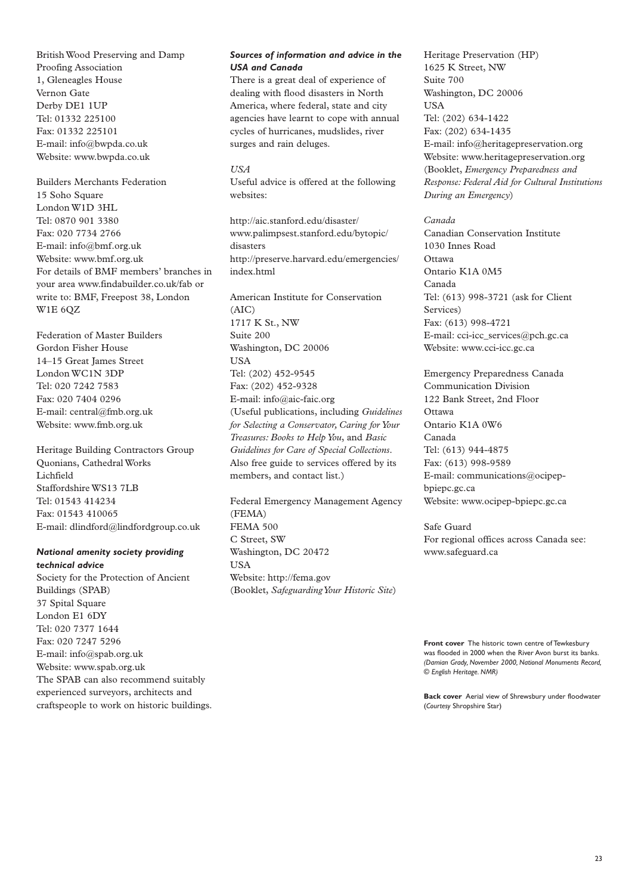British Wood Preserving and Damp Proofing Association
1, Gleneagles House
Vernon Gate
Derby DE1 1UP
Tel: 01332 225100
Fax: 01332 225101
E-mail: info@bwpda.co.uk
Website: www.bwpda.co.uk

Builders Merchants Federation
15 Soho Square
London W1D 3HL
Tel: 0870 901 3380
Fax: 020 7734 2766
E-mail: info@bmf.org.uk
Website: www.bmf.org.uk
For details of BMF members' branches in your area www.findabuilder.co.uk/fab or write to: BMF, Freepost 38, London W1E 6QZ

Federation of Master Builders
Gordon Fisher House
14–15 Great James Street
London WC1N 3DP
Tel: 020 7242 7583
Fax: 020 7404 0296
E-mail: central@fmb.org.uk
Website: www.fmb.org.uk

Heritage Building Contractors Group
Quonians, Cathedral Works
Lichfield
Staffordshire WS13 7LB
Tel: 01543 414234
Fax: 01543 410065
E-mail: dlindford@lindfordgroup.co.uk

### *National amenity society providing technical advice*

Society for the Protection of Ancient Buildings (SPAB)
37 Spital Square
London E1 6DY
Tel: 020 7377 1644
Fax: 020 7247 5296
E-mail: info@spab.org.uk
Website: www.spab.org.uk
The SPAB can also recommend suitably experienced surveyors, architects and craftspeople to work on historic buildings.

### *Sources of information and advice in the USA and Canada*

There is a great deal of experience of dealing with flood disasters in North America, where federal, state and city agencies have learnt to cope with annual cycles of hurricanes, mudslides, river surges and rain deluges.

*USA*

Useful advice is offered at the following websites:

http://aic.stanford.edu/disaster/
www.palimpsest.stanford.edu/bytopic/disasters
http://preserve.harvard.edu/emergencies/index.html

American Institute for Conservation (AIC)
1717 K St., NW
Suite 200
Washington, DC 20006
USA
Tel: (202) 452-9545
Fax: (202) 452-9328
E-mail: info@aic-faic.org
(Useful publications, including *Guidelines for Selecting a Conservator, Caring for Your Treasures: Books to Help You*, and *Basic Guidelines for Care of Special Collections*. Also free guide to services offered by its members, and contact list.)

Federal Emergency Management Agency (FEMA)
FEMA 500
C Street, SW
Washington, DC 20472
USA
Website: http://fema.gov
(Booklet, *Safeguarding Your Historic Site*)

Heritage Preservation (HP)
1625 K Street, NW
Suite 700
Washington, DC 20006
USA
Tel: (202) 634-1422
Fax: (202) 634-1435
E-mail: info@heritagepreservation.org
Website: www.heritagepreservation.org
(Booklet, *Emergency Preparedness and Response: Federal Aid for Cultural Institutions During an Emergency*)

*Canada*

Canadian Conservation Institute
1030 Innes Road
Ottawa
Ontario K1A 0M5
Canada
Tel: (613) 998-3721 (ask for Client Services)
Fax: (613) 998-4721
E-mail: cci-icc_services@pch.gc.ca
Website: www.cci-icc.gc.ca

Emergency Preparedness Canada
Communication Division
122 Bank Street, 2nd Floor
Ottawa
Ontario K1A 0W6
Canada
Tel: (613) 944-4875
Fax: (613) 998-9589
E-mail: communications@ocipep-bpiepc.gc.ca
Website: www.ocipep-bpiepc.gc.ca

Safe Guard
For regional offices across Canada see: www.safeguard.ca

**Front cover** The historic town centre of Tewkesbury was flooded in 2000 when the River Avon burst its banks. *(Damian Grady, November 2000, National Monuments Record, © English Heritage. NMR)*

**Back cover** Aerial view of Shrewsbury under floodwater (*Courtesy* Shropshire Star)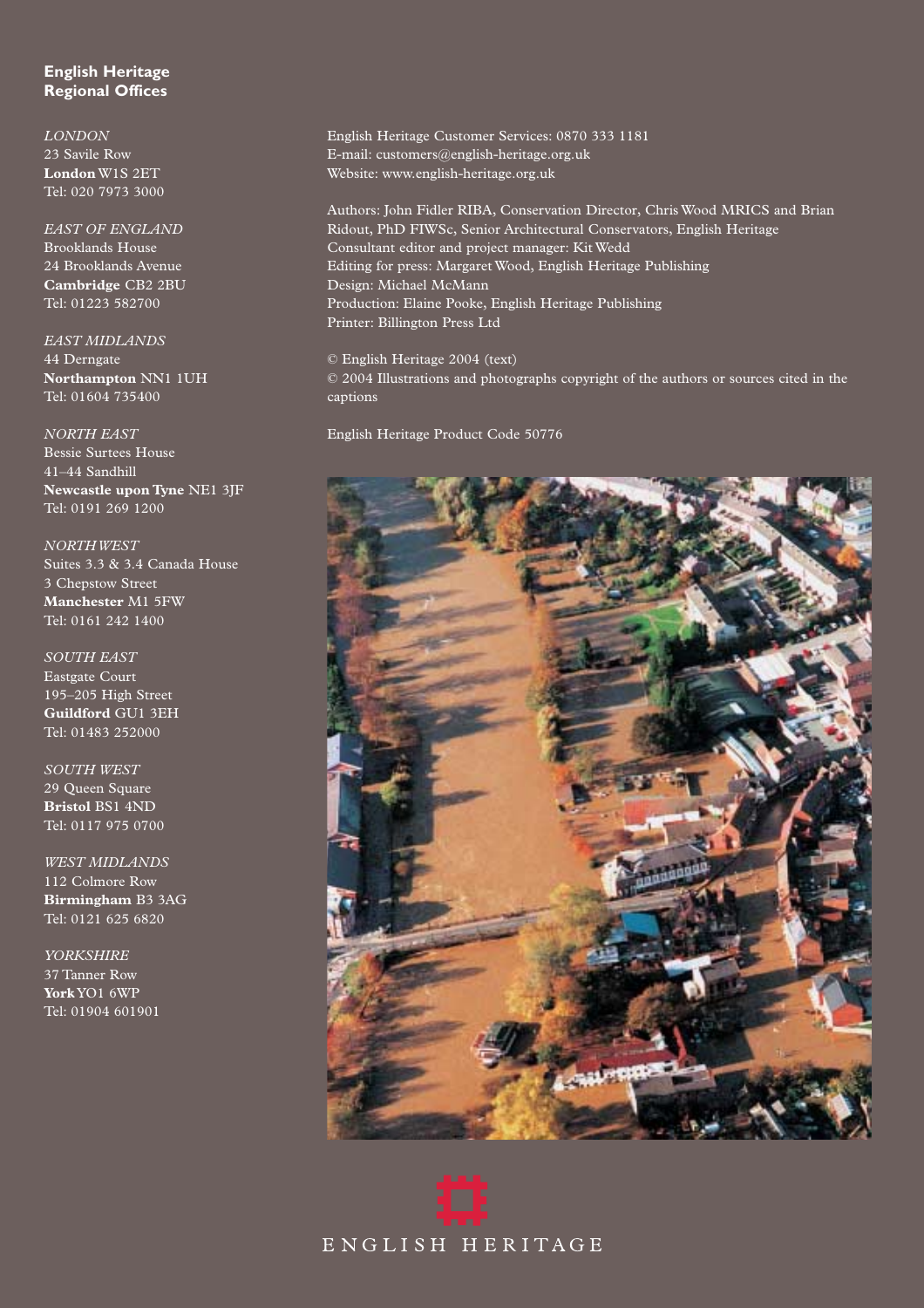**English Heritage Regional Offices**

*LONDON*
23 Savile Row
**London** W1S 2ET
Tel: 020 7973 3000

*EAST OF ENGLAND*
Brooklands House
24 Brooklands Avenue
**Cambridge** CB2 2BU
Tel: 01223 582700

*EAST MIDLANDS*
44 Derngate
**Northampton** NN1 1UH
Tel: 01604 735400

*NORTH EAST*
Bessie Surtees House
41–44 Sandhill
**Newcastle upon Tyne** NE1 3JF
Tel: 0191 269 1200

*NORTH WEST*
Suites 3.3 & 3.4 Canada House
3 Chepstow Street
**Manchester** M1 5FW
Tel: 0161 242 1400

*SOUTH EAST*
Eastgate Court
195–205 High Street
**Guildford** GU1 3EH
Tel: 01483 252000

*SOUTH WEST*
29 Queen Square
**Bristol** BS1 4ND
Tel: 0117 975 0700

*WEST MIDLANDS*
112 Colmore Row
**Birmingham** B3 3AG
Tel: 0121 625 6820

*YORKSHIRE*
37 Tanner Row
**York** YO1 6WP
Tel: 01904 601901

English Heritage Customer Services: 0870 333 1181
E-mail: customers@english-heritage.org.uk
Website: www.english-heritage.org.uk

Authors: John Fidler RIBA, Conservation Director, Chris Wood MRICS and Brian Ridout, PhD FIWSc, Senior Architectural Conservators, English Heritage
Consultant editor and project manager: Kit Wedd
Editing for press: Margaret Wood, English Heritage Publishing
Design: Michael McMann
Production: Elaine Pooke, English Heritage Publishing
Printer: Billington Press Ltd

© English Heritage 2004 (text)
© 2004 Illustrations and photographs copyright of the authors or sources cited in the captions

English Heritage Product Code 50776

ENGLISH HERITAGE